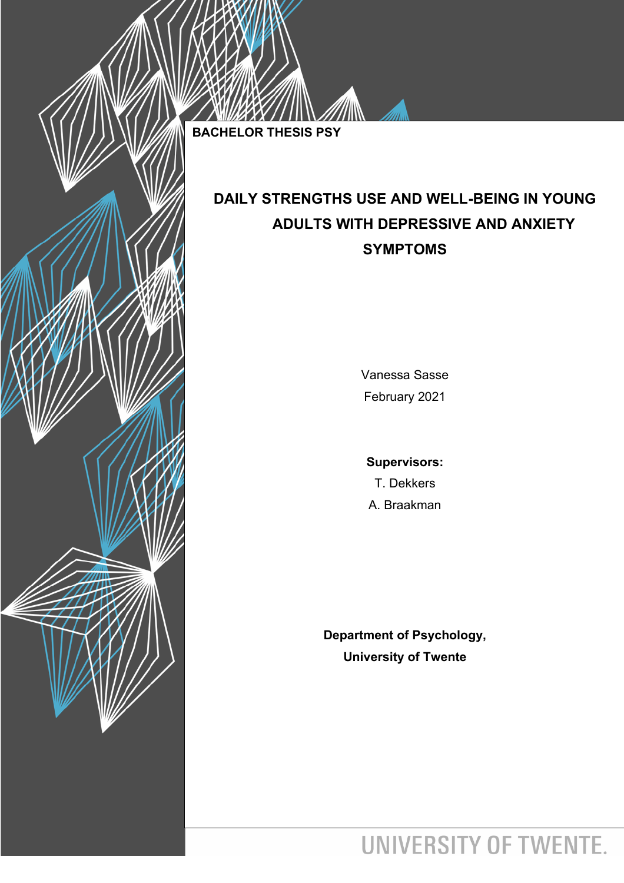**BACHELOR THESIS PSY**

# DAILY STRENGTHS USE AND WELL-BEING IN YOUNG ADULTS WITH DEPRESSIVE AND ANXIETY SYMPTOMS

Vanessa Sasse

February 2021

**Supervisors:**

T. Dekkers

A. Braakman

**Department of Psychology,**

**University of Twente**

UNIVERSITY OF TWENTE.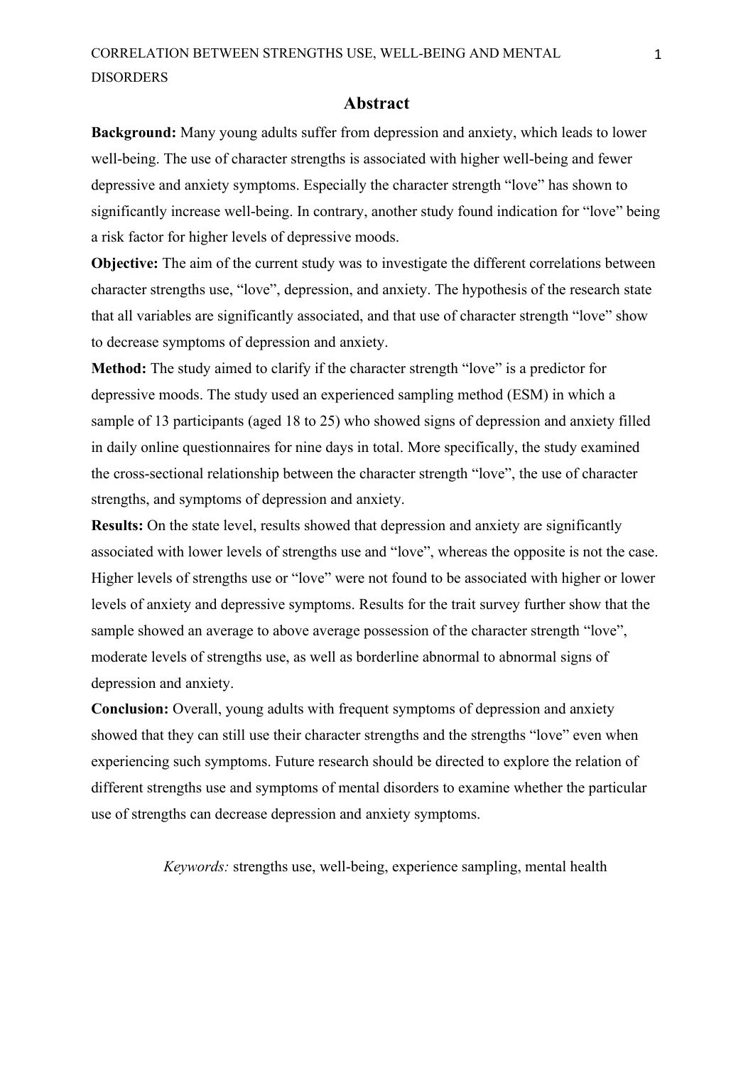## Abstract

**Background:** Many young adults suffer from depression and anxiety, which leads to lower well-being. The use of character strengths is associated with higher well-being and fewer depressive and anxiety symptoms. Especially the character strength "love" has shown to significantly increase well-being. In contrary, another study found indication for "love" being a risk factor for higher levels of depressive moods.

**Objective:** The aim of the current study was to investigate the different correlations between character strengths use, "love", depression, and anxiety. The hypothesis of the research state that all variables are significantly associated, and that use of character strength "love" show to decrease symptoms of depression and anxiety.

**Method:** The study aimed to clarify if the character strength "love" is a predictor for depressive moods. The study used an experienced sampling method (ESM) in which a sample of 13 participants (aged 18 to 25) who showed signs of depression and anxiety filled in daily online questionnaires for nine days in total. More specifically, the study examined the cross-sectional relationship between the character strength "love", the use of character strengths, and symptoms of depression and anxiety.

**Results:** On the state level, results showed that depression and anxiety are significantly associated with lower levels of strengths use and "love", whereas the opposite is not the case. Higher levels of strengths use or "love" were not found to be associated with higher or lower levels of anxiety and depressive symptoms. Results for the trait survey further show that the sample showed an average to above average possession of the character strength "love", moderate levels of strengths use, as well as borderline abnormal to abnormal signs of depression and anxiety.

**Conclusion:** Overall, young adults with frequent symptoms of depression and anxiety showed that they can still use their character strengths and the strengths "love" even when experiencing such symptoms. Future research should be directed to explore the relation of different strengths use and symptoms of mental disorders to examine whether the particular use of strengths can decrease depression and anxiety symptoms.

*Keywords:* strengths use, well-being, experience sampling, mental health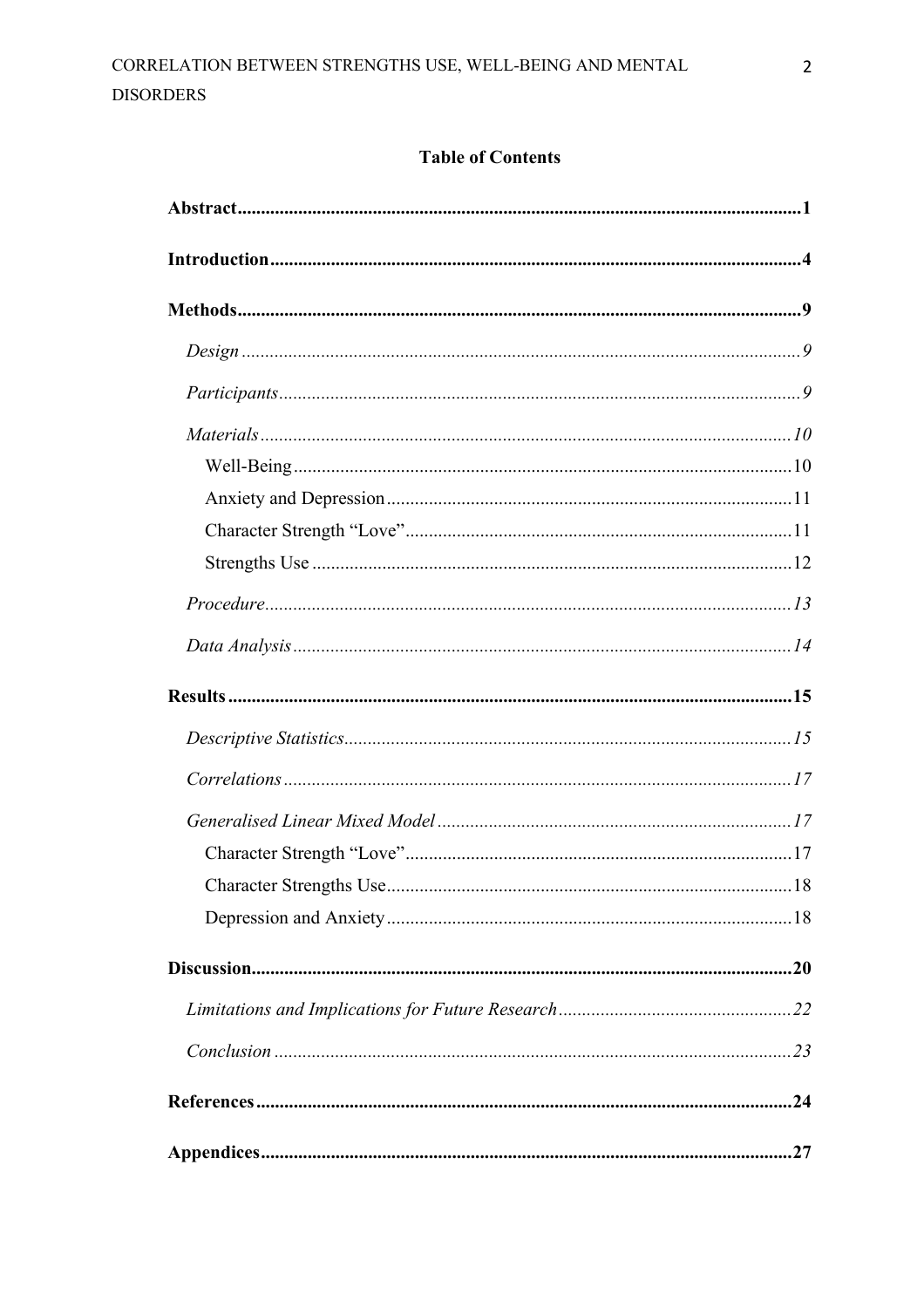## Table of Contents

**Abstract** .......... **1**

**Introduction** .......... **4**

**Methods** .......... **9**

*Design* .......... *9*

*Participants* .......... *9*

*Materials* .......... *10*

Well-Being .......... 10

Anxiety and Depression .......... 11

Character Strength "Love" .......... 11

Strengths Use .......... 12

*Procedure* .......... *13*

*Data Analysis* .......... *14*

**Results** .......... **15**

*Descriptive Statistics* .......... *15*

*Correlations* .......... *17*

*Generalised Linear Mixed Model* .......... *17*

Character Strength "Love" .......... 17

Character Strengths Use .......... 18

Depression and Anxiety .......... 18

**Discussion** .......... **20**

*Limitations and Implications for Future Research* .......... *22*

*Conclusion* .......... *23*

**References** .......... **24**

**Appendices** .......... **27**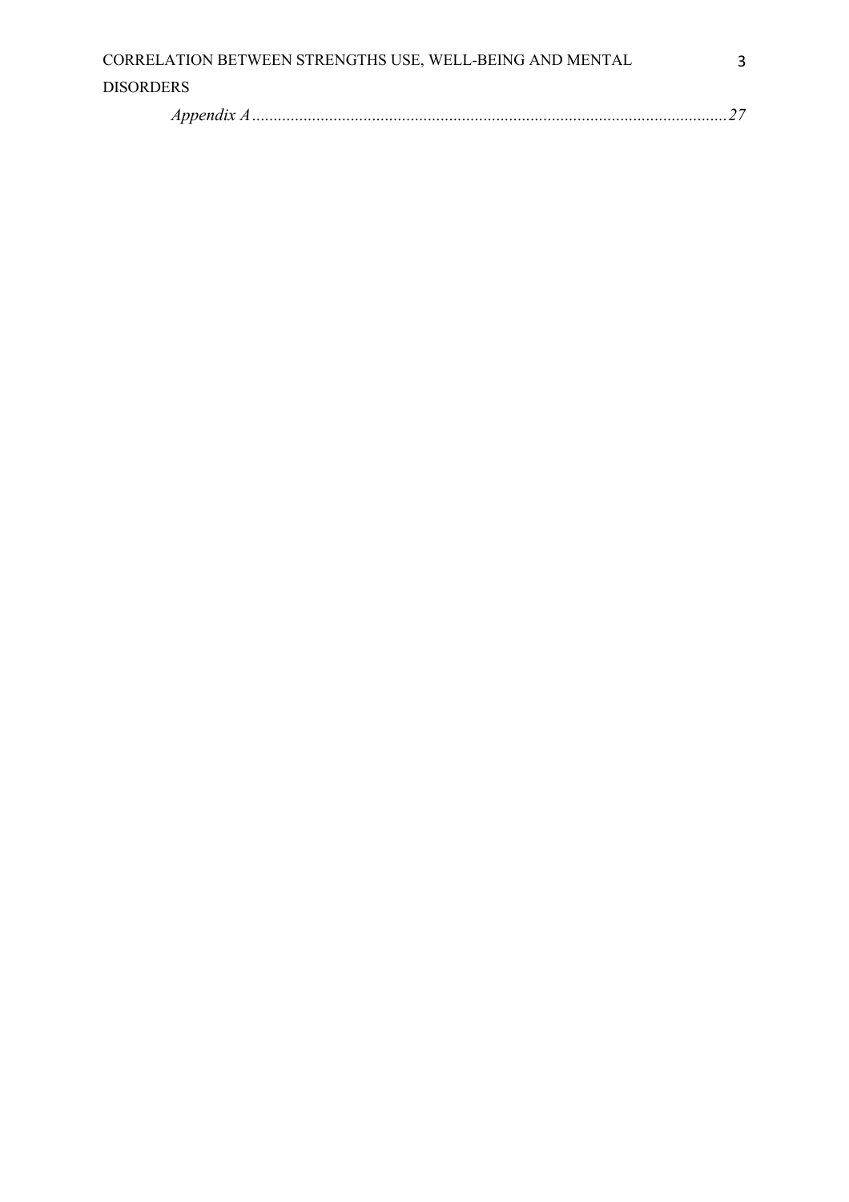*Appendix A*.............................................................................................................27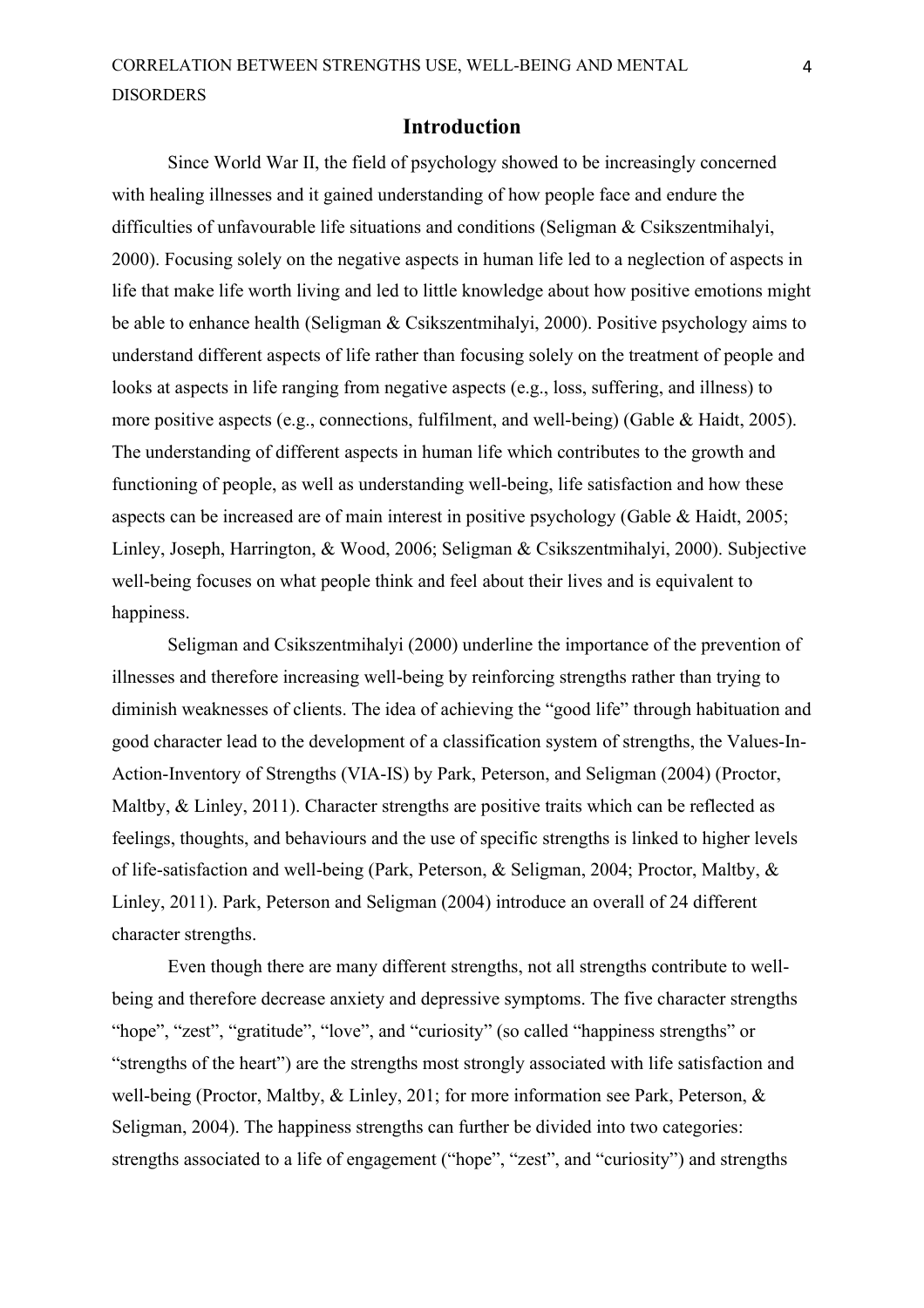# Introduction

Since World War II, the field of psychology showed to be increasingly concerned with healing illnesses and it gained understanding of how people face and endure the difficulties of unfavourable life situations and conditions (Seligman & Csikszentmihalyi, 2000). Focusing solely on the negative aspects in human life led to a neglection of aspects in life that make life worth living and led to little knowledge about how positive emotions might be able to enhance health (Seligman & Csikszentmihalyi, 2000). Positive psychology aims to understand different aspects of life rather than focusing solely on the treatment of people and looks at aspects in life ranging from negative aspects (e.g., loss, suffering, and illness) to more positive aspects (e.g., connections, fulfilment, and well-being) (Gable & Haidt, 2005). The understanding of different aspects in human life which contributes to the growth and functioning of people, as well as understanding well-being, life satisfaction and how these aspects can be increased are of main interest in positive psychology (Gable & Haidt, 2005; Linley, Joseph, Harrington, & Wood, 2006; Seligman & Csikszentmihalyi, 2000). Subjective well-being focuses on what people think and feel about their lives and is equivalent to happiness.

Seligman and Csikszentmihalyi (2000) underline the importance of the prevention of illnesses and therefore increasing well-being by reinforcing strengths rather than trying to diminish weaknesses of clients. The idea of achieving the "good life" through habituation and good character lead to the development of a classification system of strengths, the Values-In-Action-Inventory of Strengths (VIA-IS) by Park, Peterson, and Seligman (2004) (Proctor, Maltby, & Linley, 2011). Character strengths are positive traits which can be reflected as feelings, thoughts, and behaviours and the use of specific strengths is linked to higher levels of life-satisfaction and well-being (Park, Peterson, & Seligman, 2004; Proctor, Maltby, & Linley, 2011). Park, Peterson and Seligman (2004) introduce an overall of 24 different character strengths.

Even though there are many different strengths, not all strengths contribute to well-being and therefore decrease anxiety and depressive symptoms. The five character strengths "hope", "zest", "gratitude", "love", and "curiosity" (so called "happiness strengths" or "strengths of the heart") are the strengths most strongly associated with life satisfaction and well-being (Proctor, Maltby, & Linley, 201; for more information see Park, Peterson, & Seligman, 2004). The happiness strengths can further be divided into two categories: strengths associated to a life of engagement ("hope", "zest", and "curiosity") and strengths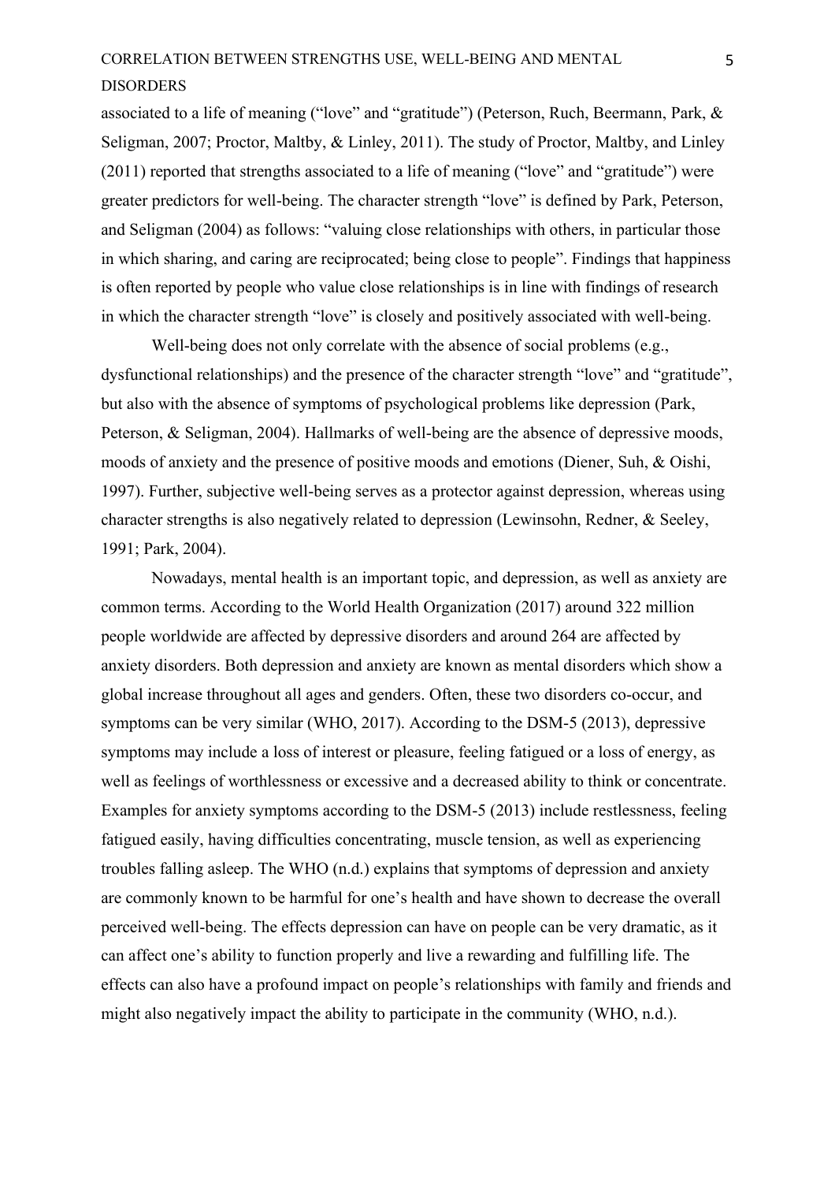associated to a life of meaning ("love" and "gratitude") (Peterson, Ruch, Beermann, Park, & Seligman, 2007; Proctor, Maltby, & Linley, 2011). The study of Proctor, Maltby, and Linley (2011) reported that strengths associated to a life of meaning ("love" and "gratitude") were greater predictors for well-being. The character strength "love" is defined by Park, Peterson, and Seligman (2004) as follows: "valuing close relationships with others, in particular those in which sharing, and caring are reciprocated; being close to people". Findings that happiness is often reported by people who value close relationships is in line with findings of research in which the character strength "love" is closely and positively associated with well-being.

Well-being does not only correlate with the absence of social problems (e.g., dysfunctional relationships) and the presence of the character strength "love" and "gratitude", but also with the absence of symptoms of psychological problems like depression (Park, Peterson, & Seligman, 2004). Hallmarks of well-being are the absence of depressive moods, moods of anxiety and the presence of positive moods and emotions (Diener, Suh, & Oishi, 1997). Further, subjective well-being serves as a protector against depression, whereas using character strengths is also negatively related to depression (Lewinsohn, Redner, & Seeley, 1991; Park, 2004).

Nowadays, mental health is an important topic, and depression, as well as anxiety are common terms. According to the World Health Organization (2017) around 322 million people worldwide are affected by depressive disorders and around 264 are affected by anxiety disorders. Both depression and anxiety are known as mental disorders which show a global increase throughout all ages and genders. Often, these two disorders co-occur, and symptoms can be very similar (WHO, 2017). According to the DSM-5 (2013), depressive symptoms may include a loss of interest or pleasure, feeling fatigued or a loss of energy, as well as feelings of worthlessness or excessive and a decreased ability to think or concentrate. Examples for anxiety symptoms according to the DSM-5 (2013) include restlessness, feeling fatigued easily, having difficulties concentrating, muscle tension, as well as experiencing troubles falling asleep. The WHO (n.d.) explains that symptoms of depression and anxiety are commonly known to be harmful for one's health and have shown to decrease the overall perceived well-being. The effects depression can have on people can be very dramatic, as it can affect one's ability to function properly and live a rewarding and fulfilling life. The effects can also have a profound impact on people's relationships with family and friends and might also negatively impact the ability to participate in the community (WHO, n.d.).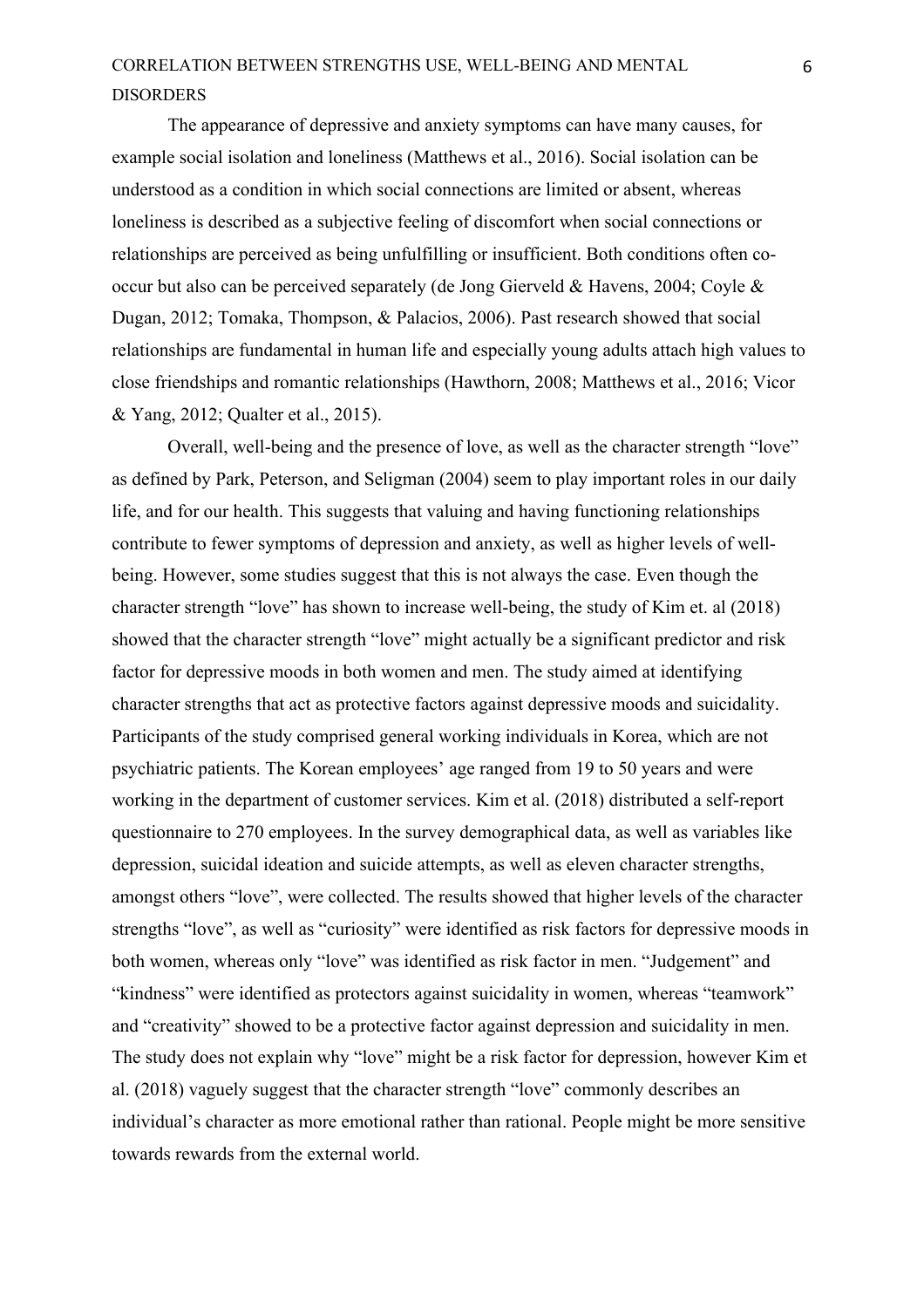The appearance of depressive and anxiety symptoms can have many causes, for example social isolation and loneliness (Matthews et al., 2016). Social isolation can be understood as a condition in which social connections are limited or absent, whereas loneliness is described as a subjective feeling of discomfort when social connections or relationships are perceived as being unfulfilling or insufficient. Both conditions often co-occur but also can be perceived separately (de Jong Gierveld & Havens, 2004; Coyle & Dugan, 2012; Tomaka, Thompson, & Palacios, 2006). Past research showed that social relationships are fundamental in human life and especially young adults attach high values to close friendships and romantic relationships (Hawthorn, 2008; Matthews et al., 2016; Vicor & Yang, 2012; Qualter et al., 2015).

Overall, well-being and the presence of love, as well as the character strength "love" as defined by Park, Peterson, and Seligman (2004) seem to play important roles in our daily life, and for our health. This suggests that valuing and having functioning relationships contribute to fewer symptoms of depression and anxiety, as well as higher levels of well-being. However, some studies suggest that this is not always the case. Even though the character strength "love" has shown to increase well-being, the study of Kim et. al (2018) showed that the character strength "love" might actually be a significant predictor and risk factor for depressive moods in both women and men. The study aimed at identifying character strengths that act as protective factors against depressive moods and suicidality. Participants of the study comprised general working individuals in Korea, which are not psychiatric patients. The Korean employees' age ranged from 19 to 50 years and were working in the department of customer services. Kim et al. (2018) distributed a self-report questionnaire to 270 employees. In the survey demographical data, as well as variables like depression, suicidal ideation and suicide attempts, as well as eleven character strengths, amongst others "love", were collected. The results showed that higher levels of the character strengths "love", as well as "curiosity" were identified as risk factors for depressive moods in both women, whereas only "love" was identified as risk factor in men. "Judgement" and "kindness" were identified as protectors against suicidality in women, whereas "teamwork" and "creativity" showed to be a protective factor against depression and suicidality in men. The study does not explain why "love" might be a risk factor for depression, however Kim et al. (2018) vaguely suggest that the character strength "love" commonly describes an individual's character as more emotional rather than rational. People might be more sensitive towards rewards from the external world.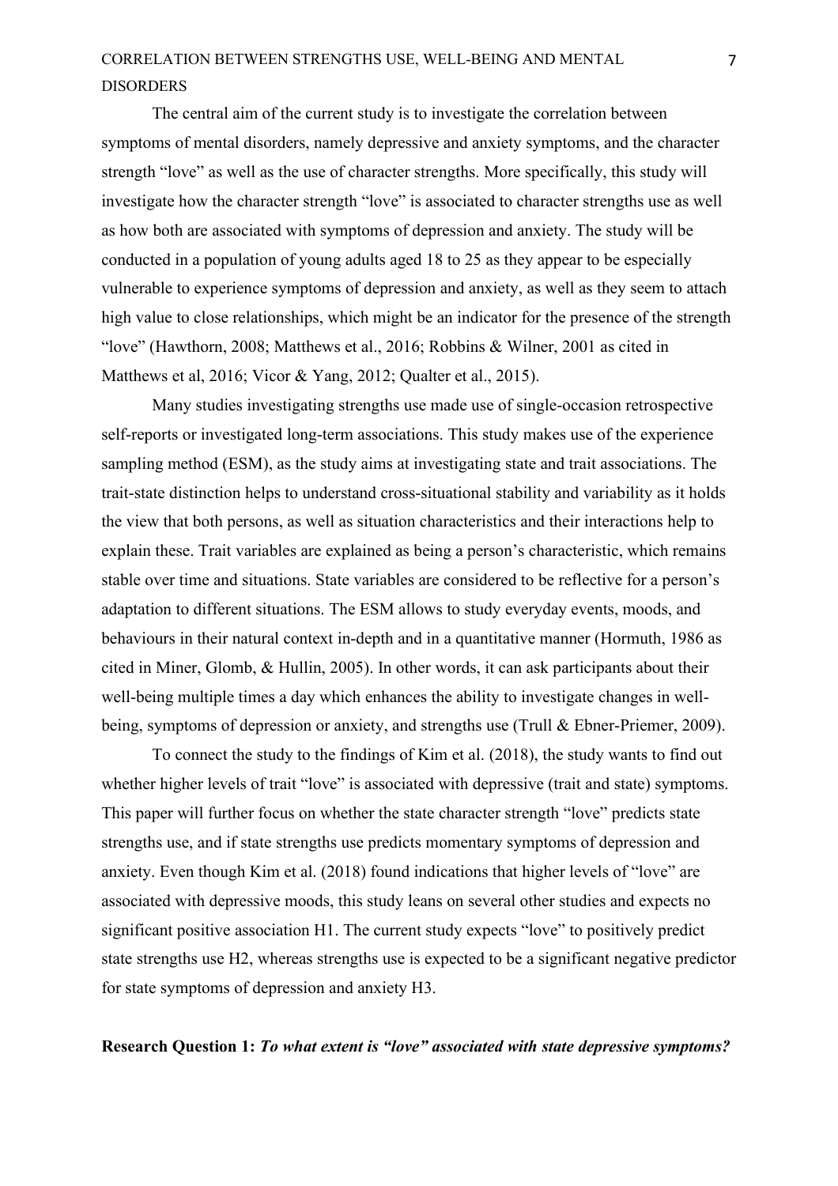The central aim of the current study is to investigate the correlation between symptoms of mental disorders, namely depressive and anxiety symptoms, and the character strength "love" as well as the use of character strengths. More specifically, this study will investigate how the character strength "love" is associated to character strengths use as well as how both are associated with symptoms of depression and anxiety. The study will be conducted in a population of young adults aged 18 to 25 as they appear to be especially vulnerable to experience symptoms of depression and anxiety, as well as they seem to attach high value to close relationships, which might be an indicator for the presence of the strength "love" (Hawthorn, 2008; Matthews et al., 2016; Robbins & Wilner, 2001 as cited in Matthews et al, 2016; Vicor & Yang, 2012; Qualter et al., 2015).

Many studies investigating strengths use made use of single-occasion retrospective self-reports or investigated long-term associations. This study makes use of the experience sampling method (ESM), as the study aims at investigating state and trait associations. The trait-state distinction helps to understand cross-situational stability and variability as it holds the view that both persons, as well as situation characteristics and their interactions help to explain these. Trait variables are explained as being a person's characteristic, which remains stable over time and situations. State variables are considered to be reflective for a person's adaptation to different situations. The ESM allows to study everyday events, moods, and behaviours in their natural context in-depth and in a quantitative manner (Hormuth, 1986 as cited in Miner, Glomb, & Hullin, 2005). In other words, it can ask participants about their well-being multiple times a day which enhances the ability to investigate changes in well-being, symptoms of depression or anxiety, and strengths use (Trull & Ebner-Priemer, 2009).

To connect the study to the findings of Kim et al. (2018), the study wants to find out whether higher levels of trait "love" is associated with depressive (trait and state) symptoms. This paper will further focus on whether the state character strength "love" predicts state strengths use, and if state strengths use predicts momentary symptoms of depression and anxiety. Even though Kim et al. (2018) found indications that higher levels of "love" are associated with depressive moods, this study leans on several other studies and expects no significant positive association H1. The current study expects "love" to positively predict state strengths use H2, whereas strengths use is expected to be a significant negative predictor for state symptoms of depression and anxiety H3.

**Research Question 1:** ***To what extent is "love" associated with state depressive symptoms?***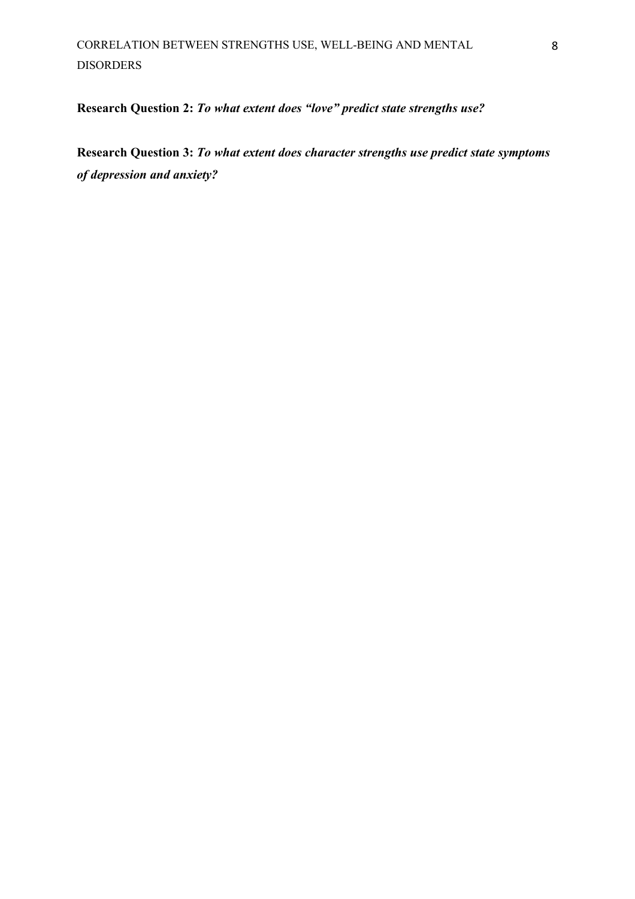**Research Question 2:** ***To what extent does "love" predict state strengths use?***

**Research Question 3:** ***To what extent does character strengths use predict state symptoms of depression and anxiety?***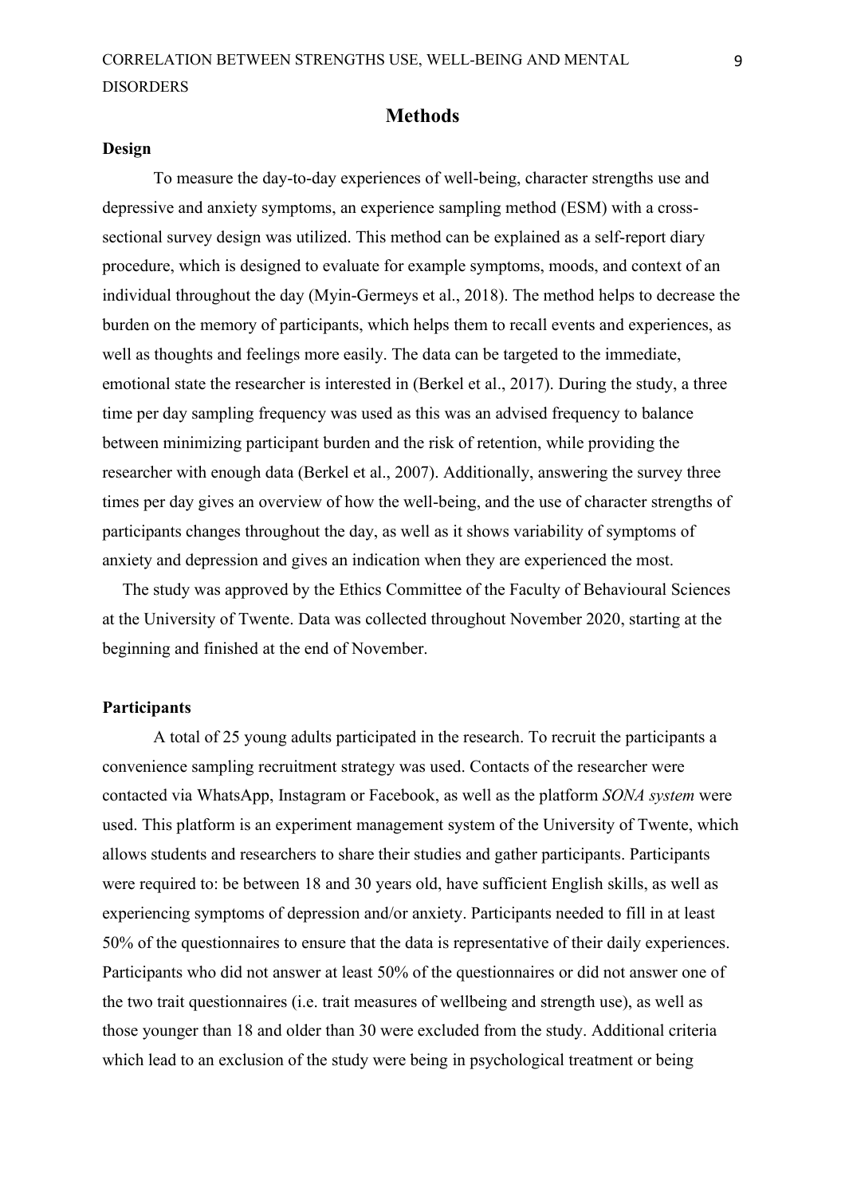## Methods

### Design

To measure the day-to-day experiences of well-being, character strengths use and depressive and anxiety symptoms, an experience sampling method (ESM) with a cross-sectional survey design was utilized. This method can be explained as a self-report diary procedure, which is designed to evaluate for example symptoms, moods, and context of an individual throughout the day (Myin-Germeys et al., 2018). The method helps to decrease the burden on the memory of participants, which helps them to recall events and experiences, as well as thoughts and feelings more easily. The data can be targeted to the immediate, emotional state the researcher is interested in (Berkel et al., 2017). During the study, a three time per day sampling frequency was used as this was an advised frequency to balance between minimizing participant burden and the risk of retention, while providing the researcher with enough data (Berkel et al., 2007). Additionally, answering the survey three times per day gives an overview of how the well-being, and the use of character strengths of participants changes throughout the day, as well as it shows variability of symptoms of anxiety and depression and gives an indication when they are experienced the most.

The study was approved by the Ethics Committee of the Faculty of Behavioural Sciences at the University of Twente. Data was collected throughout November 2020, starting at the beginning and finished at the end of November.

### Participants

A total of 25 young adults participated in the research. To recruit the participants a convenience sampling recruitment strategy was used. Contacts of the researcher were contacted via WhatsApp, Instagram or Facebook, as well as the platform *SONA system* were used. This platform is an experiment management system of the University of Twente, which allows students and researchers to share their studies and gather participants. Participants were required to: be between 18 and 30 years old, have sufficient English skills, as well as experiencing symptoms of depression and/or anxiety. Participants needed to fill in at least 50% of the questionnaires to ensure that the data is representative of their daily experiences. Participants who did not answer at least 50% of the questionnaires or did not answer one of the two trait questionnaires (i.e. trait measures of wellbeing and strength use), as well as those younger than 18 and older than 30 were excluded from the study. Additional criteria which lead to an exclusion of the study were being in psychological treatment or being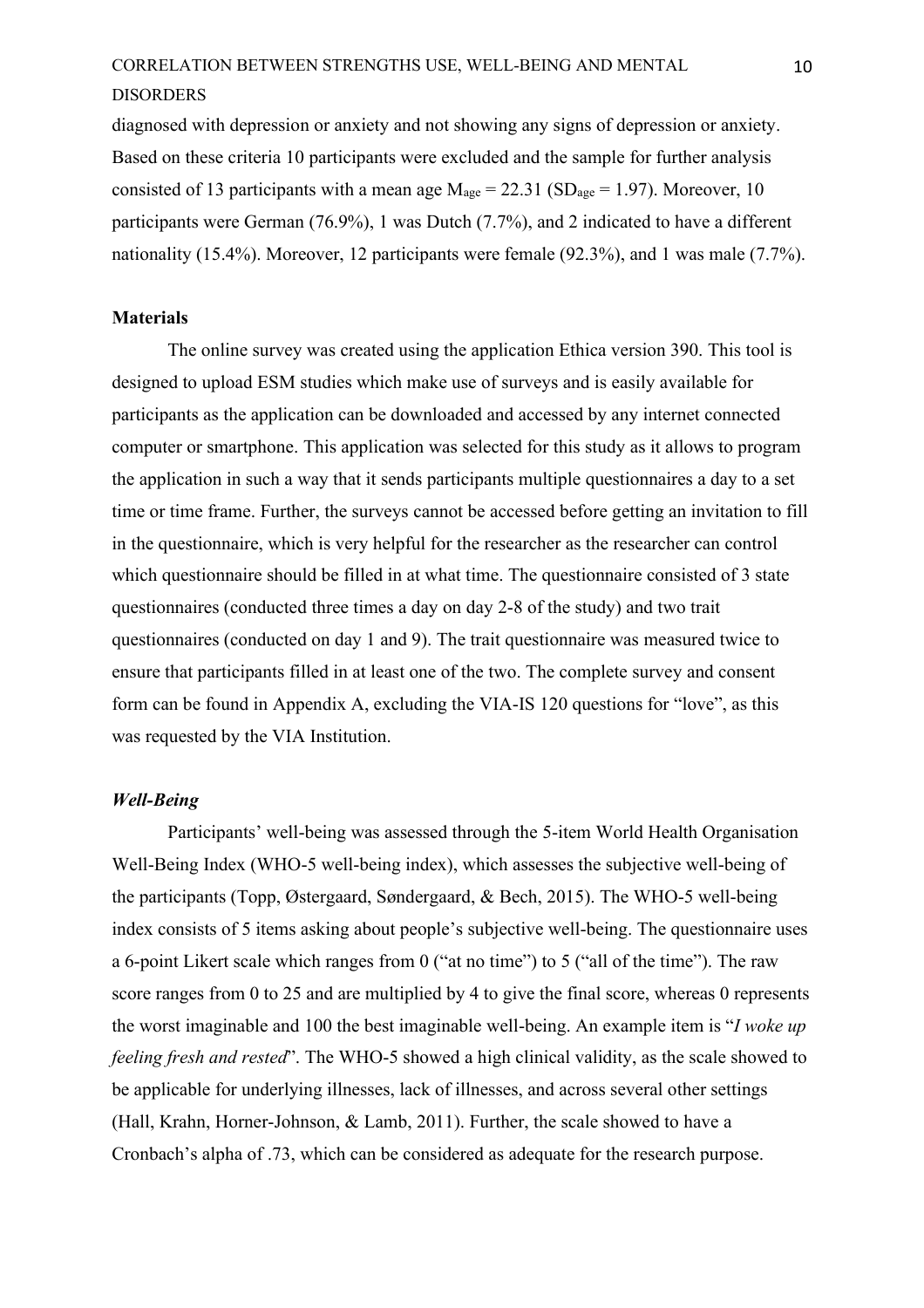diagnosed with depression or anxiety and not showing any signs of depression or anxiety. Based on these criteria 10 participants were excluded and the sample for further analysis consisted of 13 participants with a mean age $M_{age} = 22.31$ ($SD_{age} = 1.97$). Moreover, 10 participants were German (76.9%), 1 was Dutch (7.7%), and 2 indicated to have a different nationality (15.4%). Moreover, 12 participants were female (92.3%), and 1 was male (7.7%).

## Materials

The online survey was created using the application Ethica version 390. This tool is designed to upload ESM studies which make use of surveys and is easily available for participants as the application can be downloaded and accessed by any internet connected computer or smartphone. This application was selected for this study as it allows to program the application in such a way that it sends participants multiple questionnaires a day to a set time or time frame. Further, the surveys cannot be accessed before getting an invitation to fill in the questionnaire, which is very helpful for the researcher as the researcher can control which questionnaire should be filled in at what time. The questionnaire consisted of 3 state questionnaires (conducted three times a day on day 2-8 of the study) and two trait questionnaires (conducted on day 1 and 9). The trait questionnaire was measured twice to ensure that participants filled in at least one of the two. The complete survey and consent form can be found in Appendix A, excluding the VIA-IS 120 questions for "love", as this was requested by the VIA Institution.

### *Well-Being*

Participants' well-being was assessed through the 5-item World Health Organisation Well-Being Index (WHO-5 well-being index), which assesses the subjective well-being of the participants (Topp, Østergaard, Søndergaard, & Bech, 2015). The WHO-5 well-being index consists of 5 items asking about people's subjective well-being. The questionnaire uses a 6-point Likert scale which ranges from 0 ("at no time") to 5 ("all of the time"). The raw score ranges from 0 to 25 and are multiplied by 4 to give the final score, whereas 0 represents the worst imaginable and 100 the best imaginable well-being. An example item is "*I woke up feeling fresh and rested*". The WHO-5 showed a high clinical validity, as the scale showed to be applicable for underlying illnesses, lack of illnesses, and across several other settings (Hall, Krahn, Horner-Johnson, & Lamb, 2011). Further, the scale showed to have a Cronbach's alpha of .73, which can be considered as adequate for the research purpose.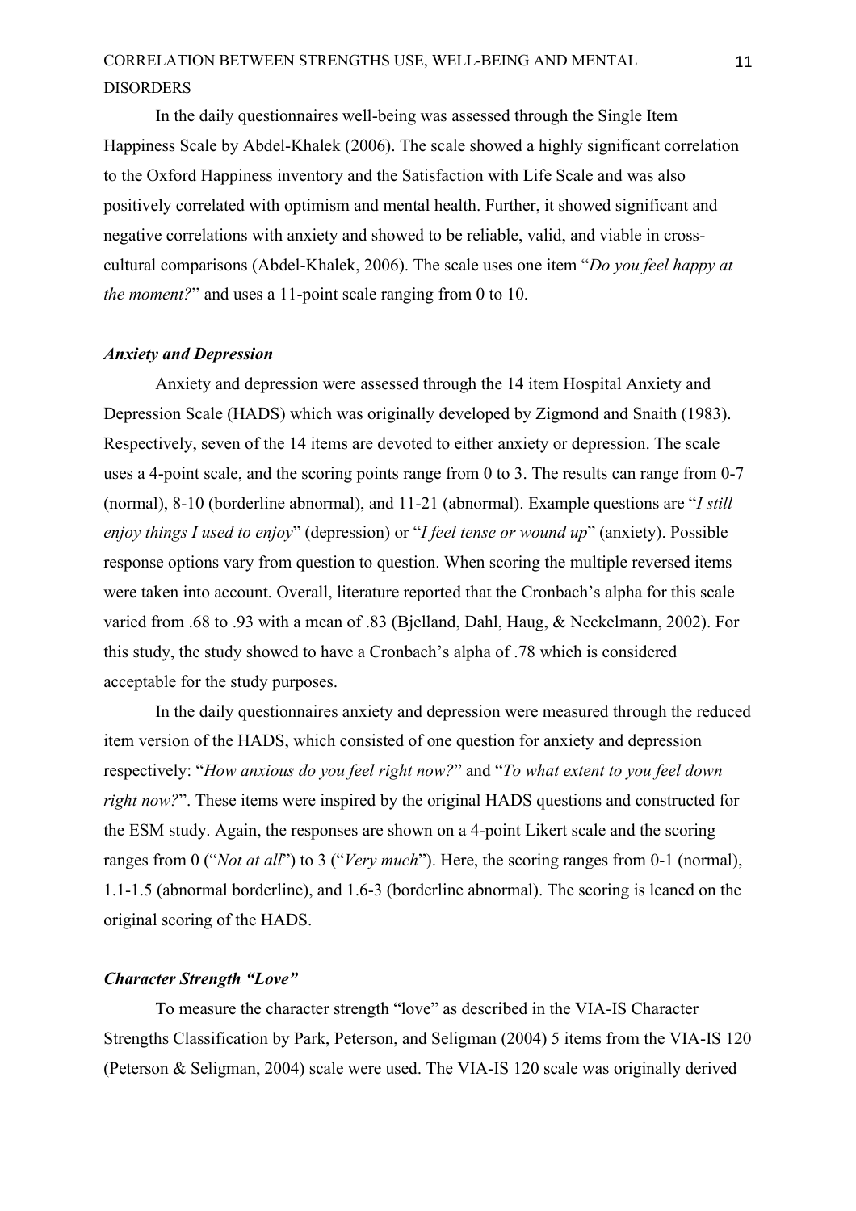In the daily questionnaires well-being was assessed through the Single Item Happiness Scale by Abdel-Khalek (2006). The scale showed a highly significant correlation to the Oxford Happiness inventory and the Satisfaction with Life Scale and was also positively correlated with optimism and mental health. Further, it showed significant and negative correlations with anxiety and showed to be reliable, valid, and viable in cross-cultural comparisons (Abdel-Khalek, 2006). The scale uses one item "*Do you feel happy at the moment?*" and uses a 11-point scale ranging from 0 to 10.

### *Anxiety and Depression*

Anxiety and depression were assessed through the 14 item Hospital Anxiety and Depression Scale (HADS) which was originally developed by Zigmond and Snaith (1983). Respectively, seven of the 14 items are devoted to either anxiety or depression. The scale uses a 4-point scale, and the scoring points range from 0 to 3. The results can range from 0-7 (normal), 8-10 (borderline abnormal), and 11-21 (abnormal). Example questions are "*I still enjoy things I used to enjoy*" (depression) or "*I feel tense or wound up*" (anxiety). Possible response options vary from question to question. When scoring the multiple reversed items were taken into account. Overall, literature reported that the Cronbach's alpha for this scale varied from .68 to .93 with a mean of .83 (Bjelland, Dahl, Haug, & Neckelmann, 2002). For this study, the study showed to have a Cronbach's alpha of .78 which is considered acceptable for the study purposes.

In the daily questionnaires anxiety and depression were measured through the reduced item version of the HADS, which consisted of one question for anxiety and depression respectively: "*How anxious do you feel right now?*" and "*To what extent to you feel down right now?*". These items were inspired by the original HADS questions and constructed for the ESM study. Again, the responses are shown on a 4-point Likert scale and the scoring ranges from 0 ("*Not at all*") to 3 ("*Very much*"). Here, the scoring ranges from 0-1 (normal), 1.1-1.5 (abnormal borderline), and 1.6-3 (borderline abnormal). The scoring is leaned on the original scoring of the HADS.

### *Character Strength "Love"*

To measure the character strength "love" as described in the VIA-IS Character Strengths Classification by Park, Peterson, and Seligman (2004) 5 items from the VIA-IS 120 (Peterson & Seligman, 2004) scale were used. The VIA-IS 120 scale was originally derived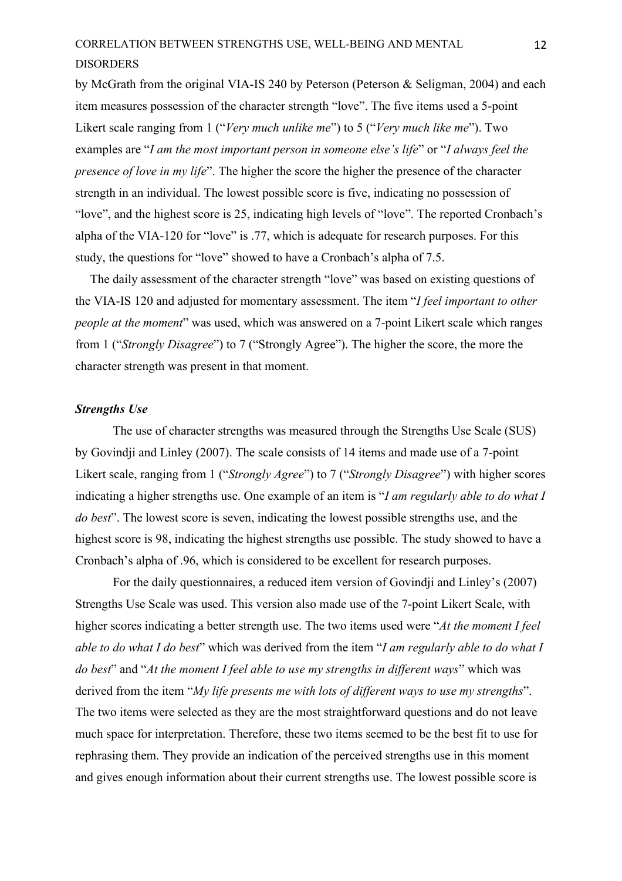by McGrath from the original VIA-IS 240 by Peterson (Peterson & Seligman, 2004) and each item measures possession of the character strength "love". The five items used a 5-point Likert scale ranging from 1 ("*Very much unlike me*") to 5 ("*Very much like me*"). Two examples are "*I am the most important person in someone else's life*" or "*I always feel the presence of love in my life*". The higher the score the higher the presence of the character strength in an individual. The lowest possible score is five, indicating no possession of "love", and the highest score is 25, indicating high levels of "love". The reported Cronbach's alpha of the VIA-120 for "love" is .77, which is adequate for research purposes. For this study, the questions for "love" showed to have a Cronbach's alpha of 7.5.

The daily assessment of the character strength "love" was based on existing questions of the VIA-IS 120 and adjusted for momentary assessment. The item "*I feel important to other people at the moment*" was used, which was answered on a 7-point Likert scale which ranges from 1 ("*Strongly Disagree*") to 7 ("Strongly Agree"). The higher the score, the more the character strength was present in that moment.

### *Strengths Use*

The use of character strengths was measured through the Strengths Use Scale (SUS) by Govindji and Linley (2007). The scale consists of 14 items and made use of a 7-point Likert scale, ranging from 1 ("*Strongly Agree*") to 7 ("*Strongly Disagree*") with higher scores indicating a higher strengths use. One example of an item is "*I am regularly able to do what I do best*". The lowest score is seven, indicating the lowest possible strengths use, and the highest score is 98, indicating the highest strengths use possible. The study showed to have a Cronbach's alpha of .96, which is considered to be excellent for research purposes.

For the daily questionnaires, a reduced item version of Govindji and Linley's (2007) Strengths Use Scale was used. This version also made use of the 7-point Likert Scale, with higher scores indicating a better strength use. The two items used were "*At the moment I feel able to do what I do best*" which was derived from the item "*I am regularly able to do what I do best*" and "*At the moment I feel able to use my strengths in different ways*" which was derived from the item "*My life presents me with lots of different ways to use my strengths*". The two items were selected as they are the most straightforward questions and do not leave much space for interpretation. Therefore, these two items seemed to be the best fit to use for rephrasing them. They provide an indication of the perceived strengths use in this moment and gives enough information about their current strengths use. The lowest possible score is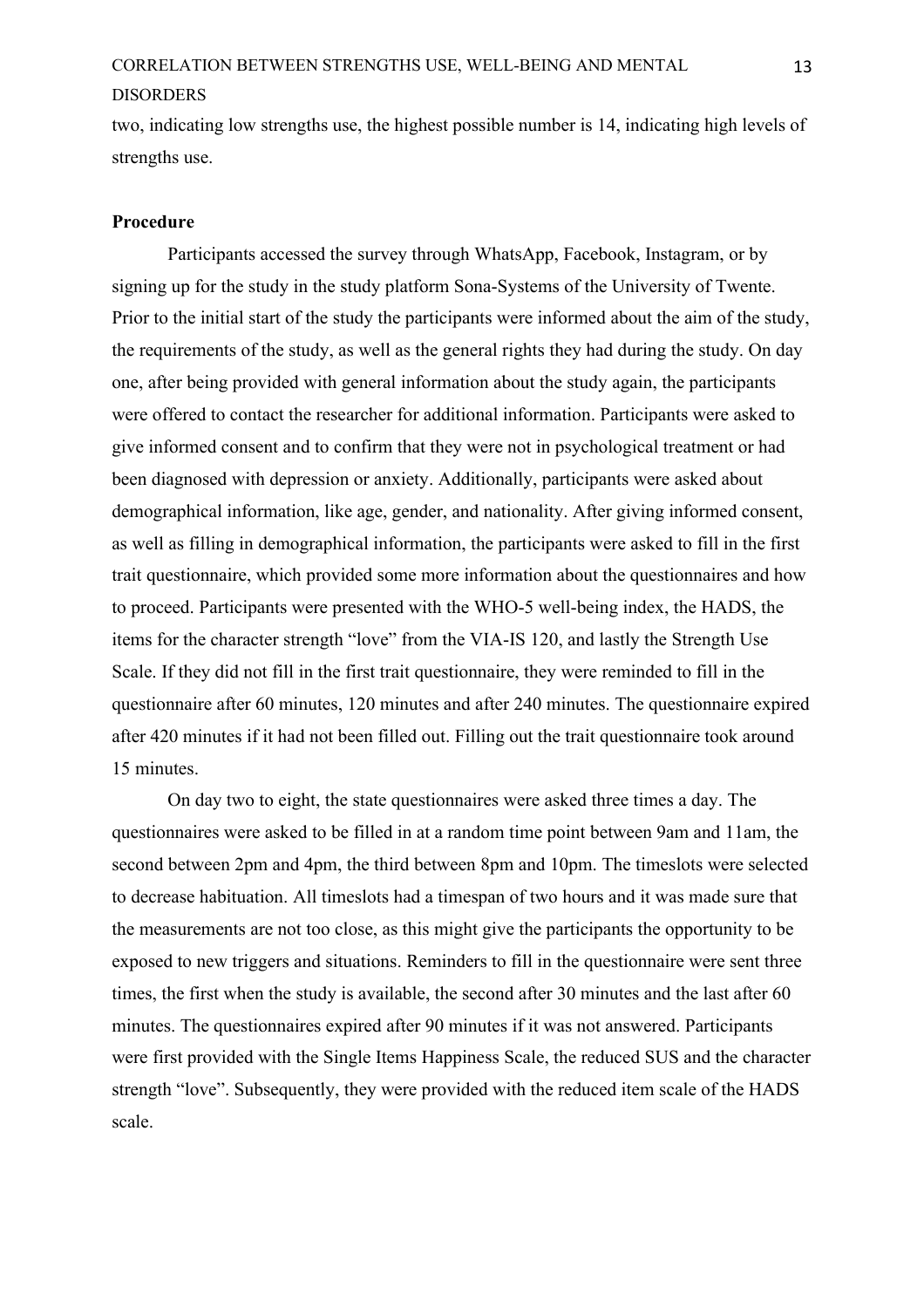two, indicating low strengths use, the highest possible number is 14, indicating high levels of strengths use.

**Procedure**

Participants accessed the survey through WhatsApp, Facebook, Instagram, or by signing up for the study in the study platform Sona-Systems of the University of Twente. Prior to the initial start of the study the participants were informed about the aim of the study, the requirements of the study, as well as the general rights they had during the study. On day one, after being provided with general information about the study again, the participants were offered to contact the researcher for additional information. Participants were asked to give informed consent and to confirm that they were not in psychological treatment or had been diagnosed with depression or anxiety. Additionally, participants were asked about demographical information, like age, gender, and nationality. After giving informed consent, as well as filling in demographical information, the participants were asked to fill in the first trait questionnaire, which provided some more information about the questionnaires and how to proceed. Participants were presented with the WHO-5 well-being index, the HADS, the items for the character strength "love" from the VIA-IS 120, and lastly the Strength Use Scale. If they did not fill in the first trait questionnaire, they were reminded to fill in the questionnaire after 60 minutes, 120 minutes and after 240 minutes. The questionnaire expired after 420 minutes if it had not been filled out. Filling out the trait questionnaire took around 15 minutes.

On day two to eight, the state questionnaires were asked three times a day. The questionnaires were asked to be filled in at a random time point between 9am and 11am, the second between 2pm and 4pm, the third between 8pm and 10pm. The timeslots were selected to decrease habituation. All timeslots had a timespan of two hours and it was made sure that the measurements are not too close, as this might give the participants the opportunity to be exposed to new triggers and situations. Reminders to fill in the questionnaire were sent three times, the first when the study is available, the second after 30 minutes and the last after 60 minutes. The questionnaires expired after 90 minutes if it was not answered. Participants were first provided with the Single Items Happiness Scale, the reduced SUS and the character strength "love". Subsequently, they were provided with the reduced item scale of the HADS scale.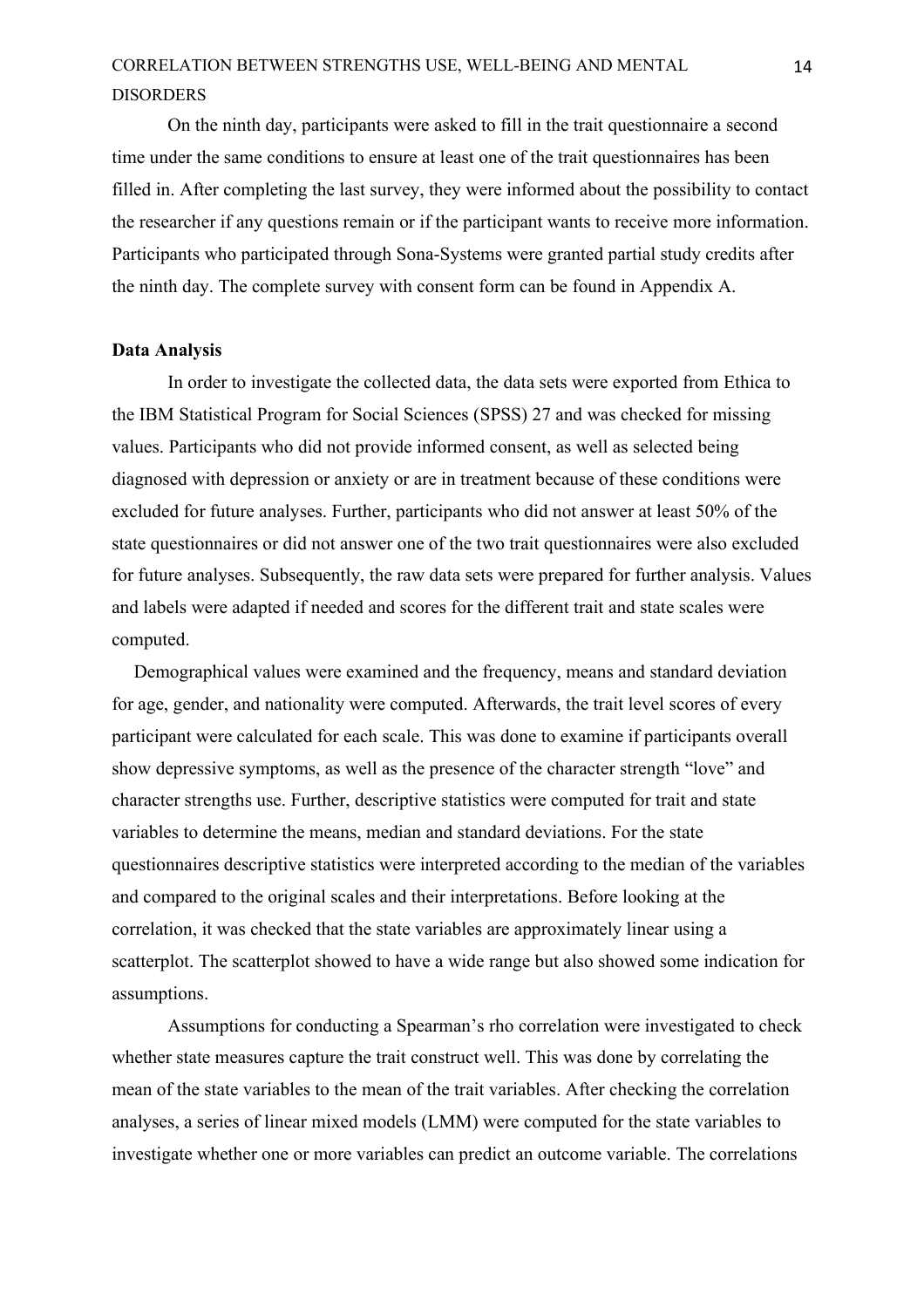On the ninth day, participants were asked to fill in the trait questionnaire a second time under the same conditions to ensure at least one of the trait questionnaires has been filled in. After completing the last survey, they were informed about the possibility to contact the researcher if any questions remain or if the participant wants to receive more information. Participants who participated through Sona-Systems were granted partial study credits after the ninth day. The complete survey with consent form can be found in Appendix A.

**Data Analysis**

In order to investigate the collected data, the data sets were exported from Ethica to the IBM Statistical Program for Social Sciences (SPSS) 27 and was checked for missing values. Participants who did not provide informed consent, as well as selected being diagnosed with depression or anxiety or are in treatment because of these conditions were excluded for future analyses. Further, participants who did not answer at least 50% of the state questionnaires or did not answer one of the two trait questionnaires were also excluded for future analyses. Subsequently, the raw data sets were prepared for further analysis. Values and labels were adapted if needed and scores for the different trait and state scales were computed.

Demographical values were examined and the frequency, means and standard deviation for age, gender, and nationality were computed. Afterwards, the trait level scores of every participant were calculated for each scale. This was done to examine if participants overall show depressive symptoms, as well as the presence of the character strength "love" and character strengths use. Further, descriptive statistics were computed for trait and state variables to determine the means, median and standard deviations. For the state questionnaires descriptive statistics were interpreted according to the median of the variables and compared to the original scales and their interpretations. Before looking at the correlation, it was checked that the state variables are approximately linear using a scatterplot. The scatterplot showed to have a wide range but also showed some indication for assumptions.

Assumptions for conducting a Spearman's rho correlation were investigated to check whether state measures capture the trait construct well. This was done by correlating the mean of the state variables to the mean of the trait variables. After checking the correlation analyses, a series of linear mixed models (LMM) were computed for the state variables to investigate whether one or more variables can predict an outcome variable. The correlations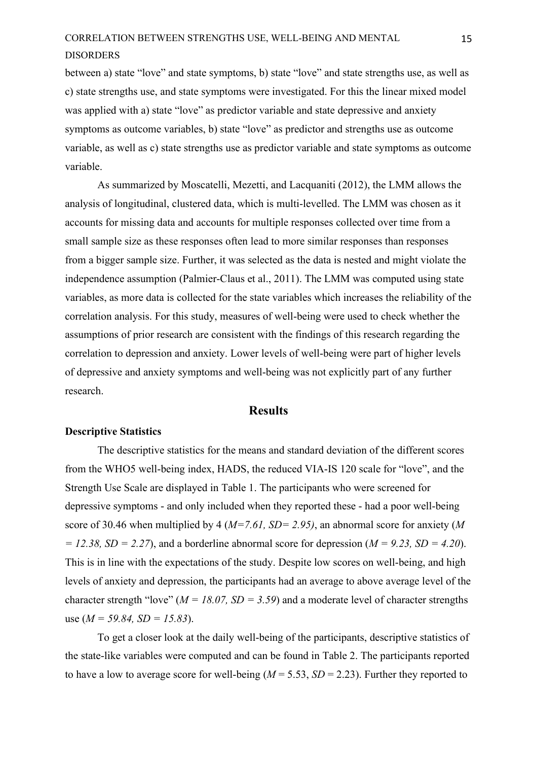between a) state "love" and state symptoms, b) state "love" and state strengths use, as well as c) state strengths use, and state symptoms were investigated. For this the linear mixed model was applied with a) state "love" as predictor variable and state depressive and anxiety symptoms as outcome variables, b) state "love" as predictor and strengths use as outcome variable, as well as c) state strengths use as predictor variable and state symptoms as outcome variable.

As summarized by Moscatelli, Mezetti, and Lacquaniti (2012), the LMM allows the analysis of longitudinal, clustered data, which is multi-levelled. The LMM was chosen as it accounts for missing data and accounts for multiple responses collected over time from a small sample size as these responses often lead to more similar responses than responses from a bigger sample size. Further, it was selected as the data is nested and might violate the independence assumption (Palmier-Claus et al., 2011). The LMM was computed using state variables, as more data is collected for the state variables which increases the reliability of the correlation analysis. For this study, measures of well-being were used to check whether the assumptions of prior research are consistent with the findings of this research regarding the correlation to depression and anxiety. Lower levels of well-being were part of higher levels of depressive and anxiety symptoms and well-being was not explicitly part of any further research.

## Results

### Descriptive Statistics

The descriptive statistics for the means and standard deviation of the different scores from the WHO5 well-being index, HADS, the reduced VIA-IS 120 scale for "love", and the Strength Use Scale are displayed in Table 1. The participants who were screened for depressive symptoms - and only included when they reported these - had a poor well-being score of 30.46 when multiplied by 4 (*M=7.61, SD= 2.95)*, an abnormal score for anxiety (*M = 12.38, SD = 2.27*), and a borderline abnormal score for depression (*M = 9.23, SD = 4.20*). This is in line with the expectations of the study. Despite low scores on well-being, and high levels of anxiety and depression, the participants had an average to above average level of the character strength "love" (*M = 18.07, SD = 3.59*) and a moderate level of character strengths use (*M = 59.84, SD = 15.83*).

To get a closer look at the daily well-being of the participants, descriptive statistics of the state-like variables were computed and can be found in Table 2. The participants reported to have a low to average score for well-being (*M* = 5.53, *SD* = 2.23). Further they reported to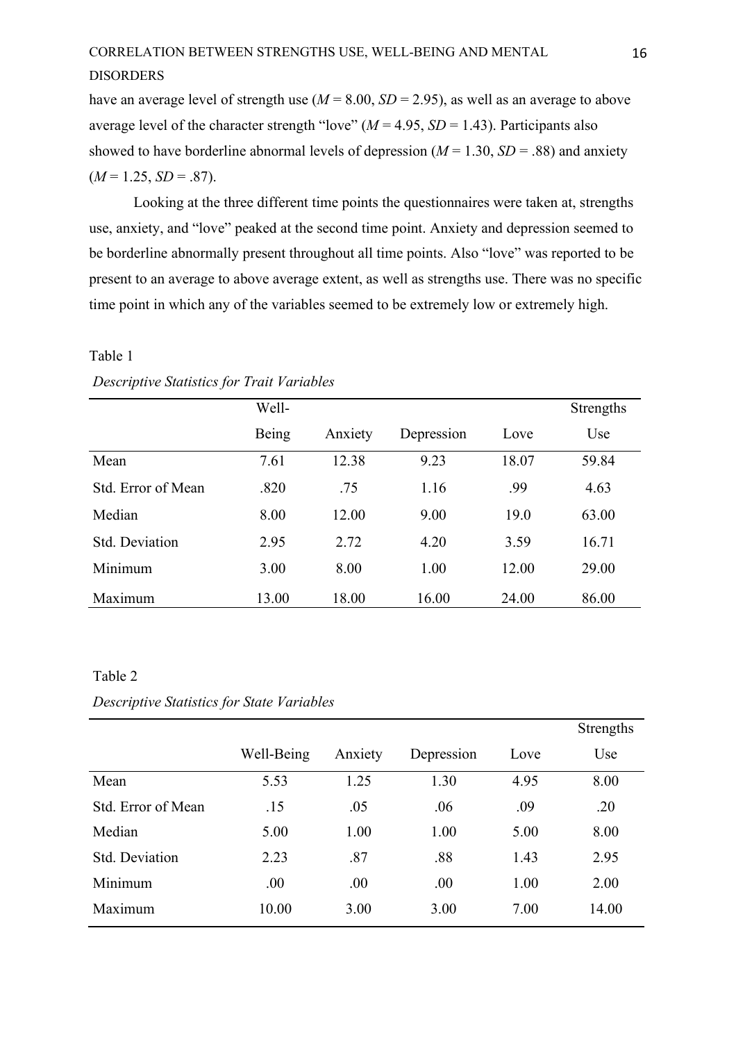have an average level of strength use (*M* = 8.00, *SD* = 2.95), as well as an average to above average level of the character strength "love" (*M* = 4.95, *SD* = 1.43). Participants also showed to have borderline abnormal levels of depression (*M* = 1.30, *SD* = .88) and anxiety (*M* = 1.25, *SD* = .87).

Looking at the three different time points the questionnaires were taken at, strengths use, anxiety, and "love" peaked at the second time point. Anxiety and depression seemed to be borderline abnormally present throughout all time points. Also "love" was reported to be present to an average to above average extent, as well as strengths use. There was no specific time point in which any of the variables seemed to be extremely low or extremely high.

Table 1

*Descriptive Statistics for Trait Variables*

| | Well-Being | Anxiety | Depression | Love | Strengths Use |
|---|---|---|---|---|---|
| Mean | 7.61 | 12.38 | 9.23 | 18.07 | 59.84 |
| Std. Error of Mean | .820 | .75 | 1.16 | .99 | 4.63 |
| Median | 8.00 | 12.00 | 9.00 | 19.0 | 63.00 |
| Std. Deviation | 2.95 | 2.72 | 4.20 | 3.59 | 16.71 |
| Minimum | 3.00 | 8.00 | 1.00 | 12.00 | 29.00 |
| Maximum | 13.00 | 18.00 | 16.00 | 24.00 | 86.00 |

Table 2

*Descriptive Statistics for State Variables*

| | Well-Being | Anxiety | Depression | Love | Strengths Use |
|---|---|---|---|---|---|
| Mean | 5.53 | 1.25 | 1.30 | 4.95 | 8.00 |
| Std. Error of Mean | .15 | .05 | .06 | .09 | .20 |
| Median | 5.00 | 1.00 | 1.00 | 5.00 | 8.00 |
| Std. Deviation | 2.23 | .87 | .88 | 1.43 | 2.95 |
| Minimum | .00 | .00 | .00 | 1.00 | 2.00 |
| Maximum | 10.00 | 3.00 | 3.00 | 7.00 | 14.00 |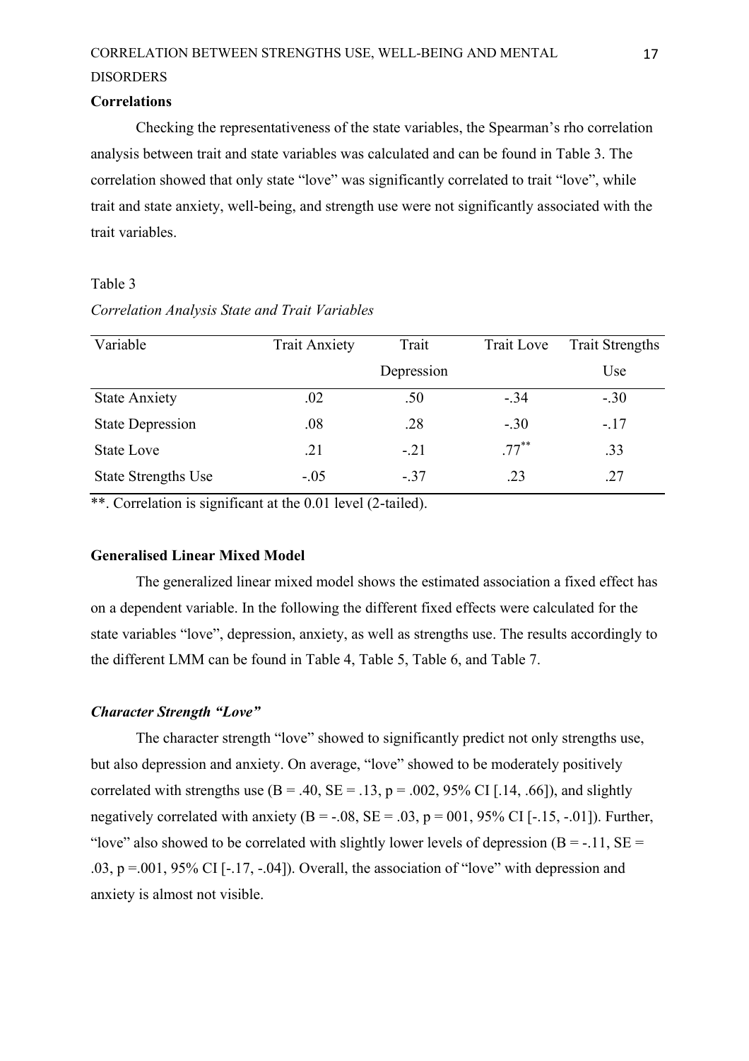**Correlations**

Checking the representativeness of the state variables, the Spearman's rho correlation analysis between trait and state variables was calculated and can be found in Table 3. The correlation showed that only state "love" was significantly correlated to trait "love", while trait and state anxiety, well-being, and strength use were not significantly associated with the trait variables.

Table 3

*Correlation Analysis State and Trait Variables*

| Variable | Trait Anxiety | Trait Depression | Trait Love | Trait Strengths Use |
|---|---|---|---|---|
| State Anxiety | .02 | .50 | -.34 | -.30 |
| State Depression | .08 | .28 | -.30 | -.17 |
| State Love | .21 | -.21 | .77** | .33 |
| State Strengths Use | -.05 | -.37 | .23 | .27 |

**. Correlation is significant at the 0.01 level (2-tailed).

**Generalised Linear Mixed Model**

The generalized linear mixed model shows the estimated association a fixed effect has on a dependent variable. In the following the different fixed effects were calculated for the state variables "love", depression, anxiety, as well as strengths use. The results accordingly to the different LMM can be found in Table 4, Table 5, Table 6, and Table 7.

***Character Strength "Love"***

The character strength "love" showed to significantly predict not only strengths use, but also depression and anxiety. On average, "love" showed to be moderately positively correlated with strengths use (B = .40, SE = .13, p = .002, 95% CI [.14, .66]), and slightly negatively correlated with anxiety (B = -.08, SE = .03, p = 001, 95% CI [-.15, -.01]). Further, "love" also showed to be correlated with slightly lower levels of depression (B = -.11, SE = .03, p =.001, 95% CI [-.17, -.04]). Overall, the association of "love" with depression and anxiety is almost not visible.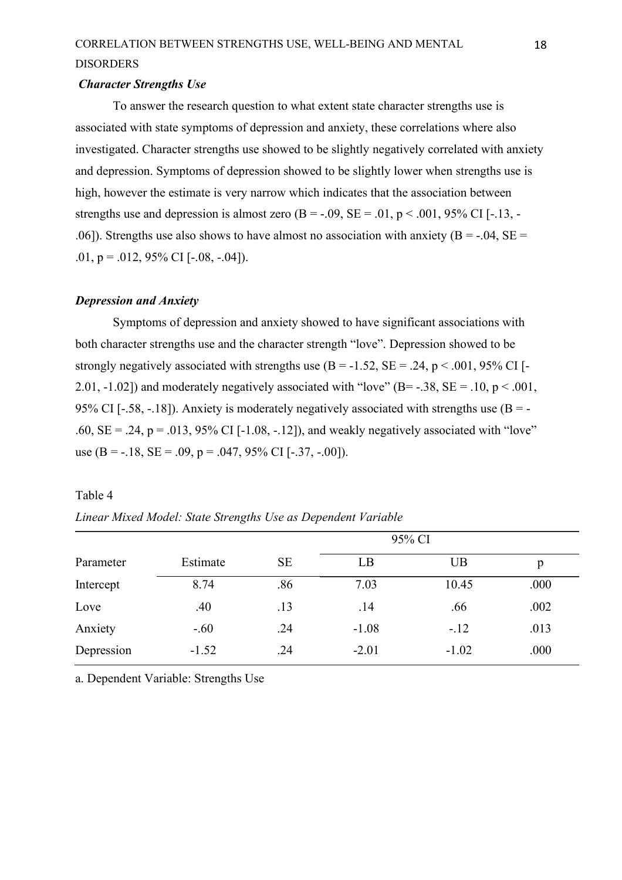### *Character Strengths Use*

To answer the research question to what extent state character strengths use is associated with state symptoms of depression and anxiety, these correlations where also investigated. Character strengths use showed to be slightly negatively correlated with anxiety and depression. Symptoms of depression showed to be slightly lower when strengths use is high, however the estimate is very narrow which indicates that the association between strengths use and depression is almost zero ($B = -.09$, $SE = .01$, $p < .001$, 95% CI [-.13, -.06]). Strengths use also shows to have almost no association with anxiety ($B = -.04$, $SE = .01$, $p = .012$, 95% CI [-.08, -.04]).

### *Depression and Anxiety*

Symptoms of depression and anxiety showed to have significant associations with both character strengths use and the character strength "love". Depression showed to be strongly negatively associated with strengths use ($B = -1.52$, $SE = .24$, $p < .001$, 95% CI [-2.01, -1.02]) and moderately negatively associated with "love" ($B = -.38$, $SE = .10$, $p < .001$, 95% CI [-.58, -.18]). Anxiety is moderately negatively associated with strengths use ($B = -.60$, $SE = .24$, $p = .013$, 95% CI [-1.08, -.12]), and weakly negatively associated with "love" use ($B = -.18$, $SE = .09$, $p = .047$, 95% CI [-.37, -.00]).

Table 4

*Linear Mixed Model: State Strengths Use as Dependent Variable*

| | | | 95% CI | | |
|---|---|---|---|---|---|
| Parameter | Estimate | SE | LB | UB | p |
| Intercept | 8.74 | .86 | 7.03 | 10.45 | .000 |
| Love | .40 | .13 | .14 | .66 | .002 |
| Anxiety | -.60 | .24 | -1.08 | -.12 | .013 |
| Depression | -1.52 | .24 | -2.01 | -1.02 | .000 |

a. Dependent Variable: Strengths Use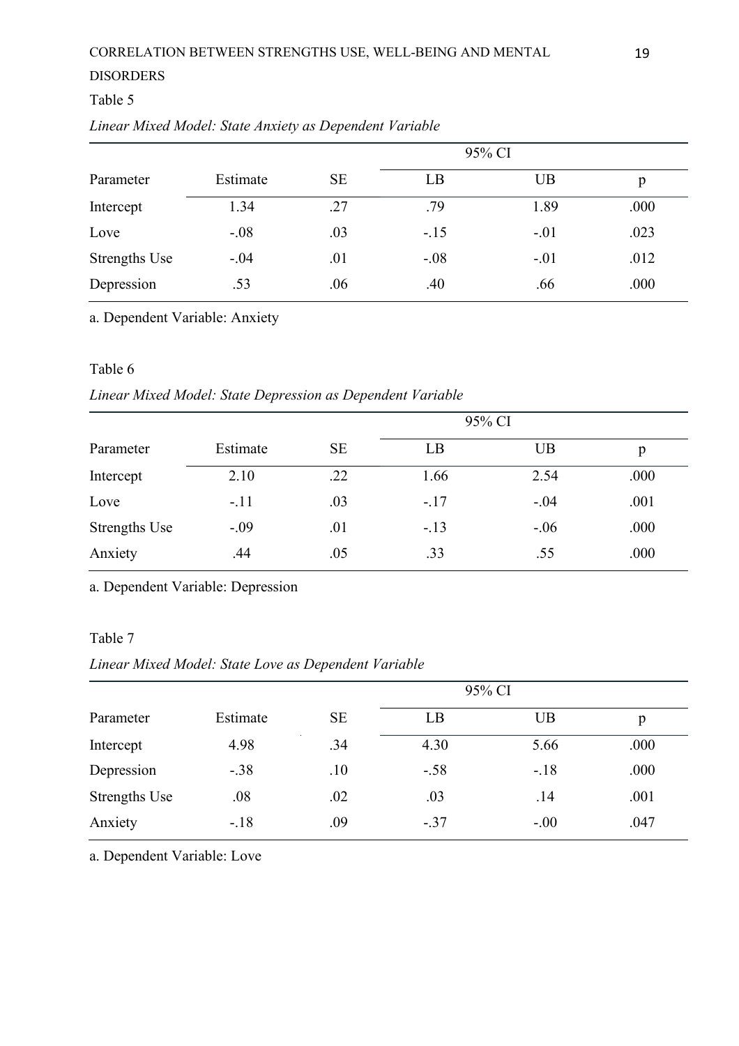Table 5

*Linear Mixed Model: State Anxiety as Dependent Variable*

| | | | 95% CI | | |
|---|---|---|---|---|---|
| Parameter | Estimate | SE | LB | UB | p |
| Intercept | 1.34 | .27 | .79 | 1.89 | .000 |
| Love | -.08 | .03 | -.15 | -.01 | .023 |
| Strengths Use | -.04 | .01 | -.08 | -.01 | .012 |
| Depression | .53 | .06 | .40 | .66 | .000 |

a. Dependent Variable: Anxiety

Table 6

*Linear Mixed Model: State Depression as Dependent Variable*

| | | | 95% CI | | |
|---|---|---|---|---|---|
| Parameter | Estimate | SE | LB | UB | p |
| Intercept | 2.10 | .22 | 1.66 | 2.54 | .000 |
| Love | -.11 | .03 | -.17 | -.04 | .001 |
| Strengths Use | -.09 | .01 | -.13 | -.06 | .000 |
| Anxiety | .44 | .05 | .33 | .55 | .000 |

a. Dependent Variable: Depression

Table 7

*Linear Mixed Model: State Love as Dependent Variable*

| | | | 95% CI | | |
|---|---|---|---|---|---|
| Parameter | Estimate | SE | LB | UB | p |
| Intercept | 4.98 | .34 | 4.30 | 5.66 | .000 |
| Depression | -.38 | .10 | -.58 | -.18 | .000 |
| Strengths Use | .08 | .02 | .03 | .14 | .001 |
| Anxiety | -.18 | .09 | -.37 | -.00 | .047 |

a. Dependent Variable: Love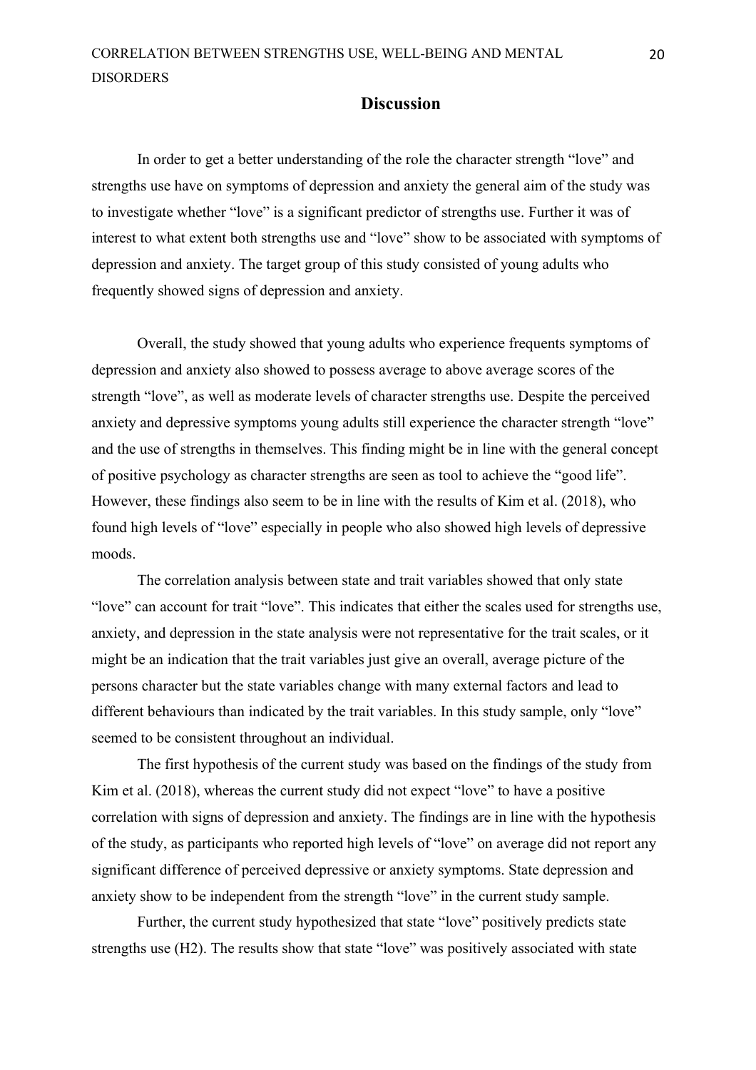## Discussion

In order to get a better understanding of the role the character strength "love" and strengths use have on symptoms of depression and anxiety the general aim of the study was to investigate whether "love" is a significant predictor of strengths use. Further it was of interest to what extent both strengths use and "love" show to be associated with symptoms of depression and anxiety. The target group of this study consisted of young adults who frequently showed signs of depression and anxiety.

Overall, the study showed that young adults who experience frequents symptoms of depression and anxiety also showed to possess average to above average scores of the strength "love", as well as moderate levels of character strengths use. Despite the perceived anxiety and depressive symptoms young adults still experience the character strength "love" and the use of strengths in themselves. This finding might be in line with the general concept of positive psychology as character strengths are seen as tool to achieve the "good life". However, these findings also seem to be in line with the results of Kim et al. (2018), who found high levels of "love" especially in people who also showed high levels of depressive moods.

The correlation analysis between state and trait variables showed that only state "love" can account for trait "love". This indicates that either the scales used for strengths use, anxiety, and depression in the state analysis were not representative for the trait scales, or it might be an indication that the trait variables just give an overall, average picture of the persons character but the state variables change with many external factors and lead to different behaviours than indicated by the trait variables. In this study sample, only "love" seemed to be consistent throughout an individual.

The first hypothesis of the current study was based on the findings of the study from Kim et al. (2018), whereas the current study did not expect "love" to have a positive correlation with signs of depression and anxiety. The findings are in line with the hypothesis of the study, as participants who reported high levels of "love" on average did not report any significant difference of perceived depressive or anxiety symptoms. State depression and anxiety show to be independent from the strength "love" in the current study sample.

Further, the current study hypothesized that state "love" positively predicts state strengths use (H2). The results show that state "love" was positively associated with state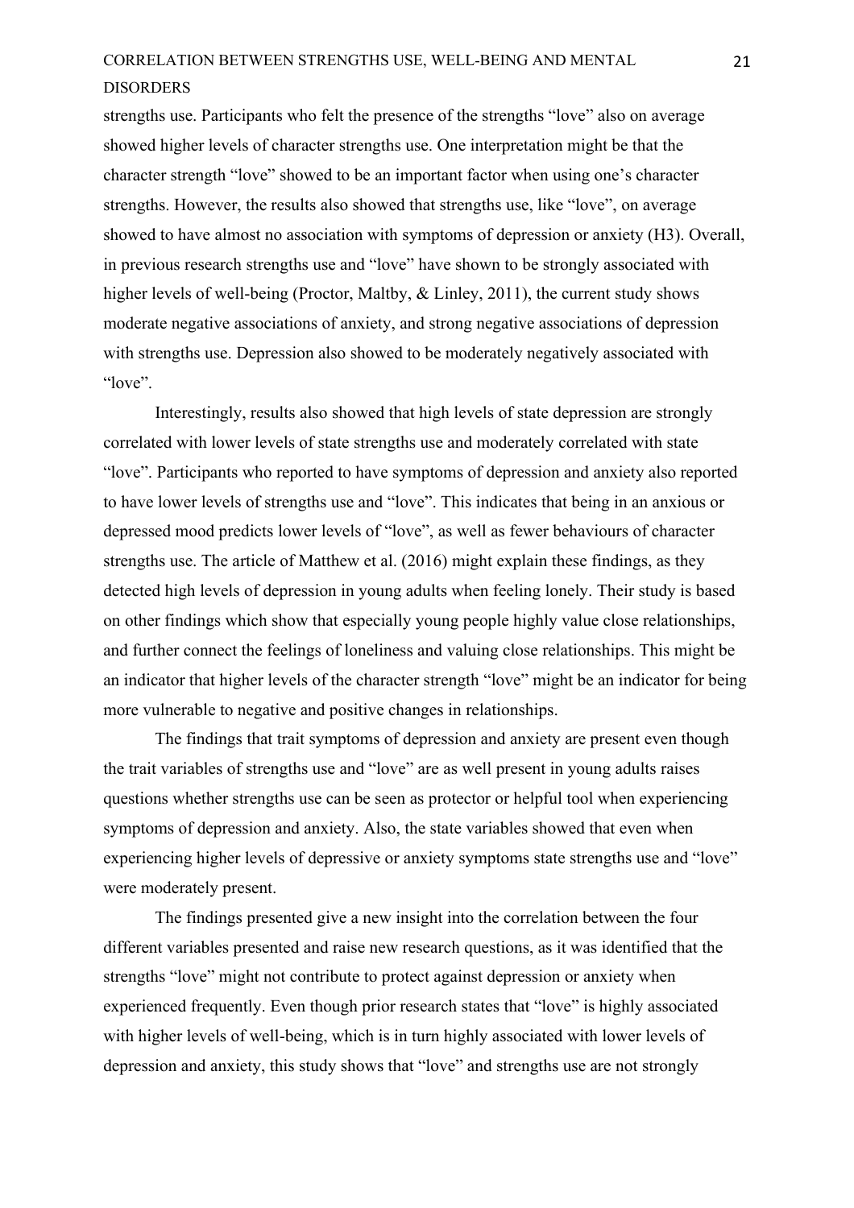strengths use. Participants who felt the presence of the strengths "love" also on average showed higher levels of character strengths use. One interpretation might be that the character strength "love" showed to be an important factor when using one's character strengths. However, the results also showed that strengths use, like "love", on average showed to have almost no association with symptoms of depression or anxiety (H3). Overall, in previous research strengths use and "love" have shown to be strongly associated with higher levels of well-being (Proctor, Maltby, & Linley, 2011), the current study shows moderate negative associations of anxiety, and strong negative associations of depression with strengths use. Depression also showed to be moderately negatively associated with "love".

Interestingly, results also showed that high levels of state depression are strongly correlated with lower levels of state strengths use and moderately correlated with state "love". Participants who reported to have symptoms of depression and anxiety also reported to have lower levels of strengths use and "love". This indicates that being in an anxious or depressed mood predicts lower levels of "love", as well as fewer behaviours of character strengths use. The article of Matthew et al. (2016) might explain these findings, as they detected high levels of depression in young adults when feeling lonely. Their study is based on other findings which show that especially young people highly value close relationships, and further connect the feelings of loneliness and valuing close relationships. This might be an indicator that higher levels of the character strength "love" might be an indicator for being more vulnerable to negative and positive changes in relationships.

The findings that trait symptoms of depression and anxiety are present even though the trait variables of strengths use and "love" are as well present in young adults raises questions whether strengths use can be seen as protector or helpful tool when experiencing symptoms of depression and anxiety. Also, the state variables showed that even when experiencing higher levels of depressive or anxiety symptoms state strengths use and "love" were moderately present.

The findings presented give a new insight into the correlation between the four different variables presented and raise new research questions, as it was identified that the strengths "love" might not contribute to protect against depression or anxiety when experienced frequently. Even though prior research states that "love" is highly associated with higher levels of well-being, which is in turn highly associated with lower levels of depression and anxiety, this study shows that "love" and strengths use are not strongly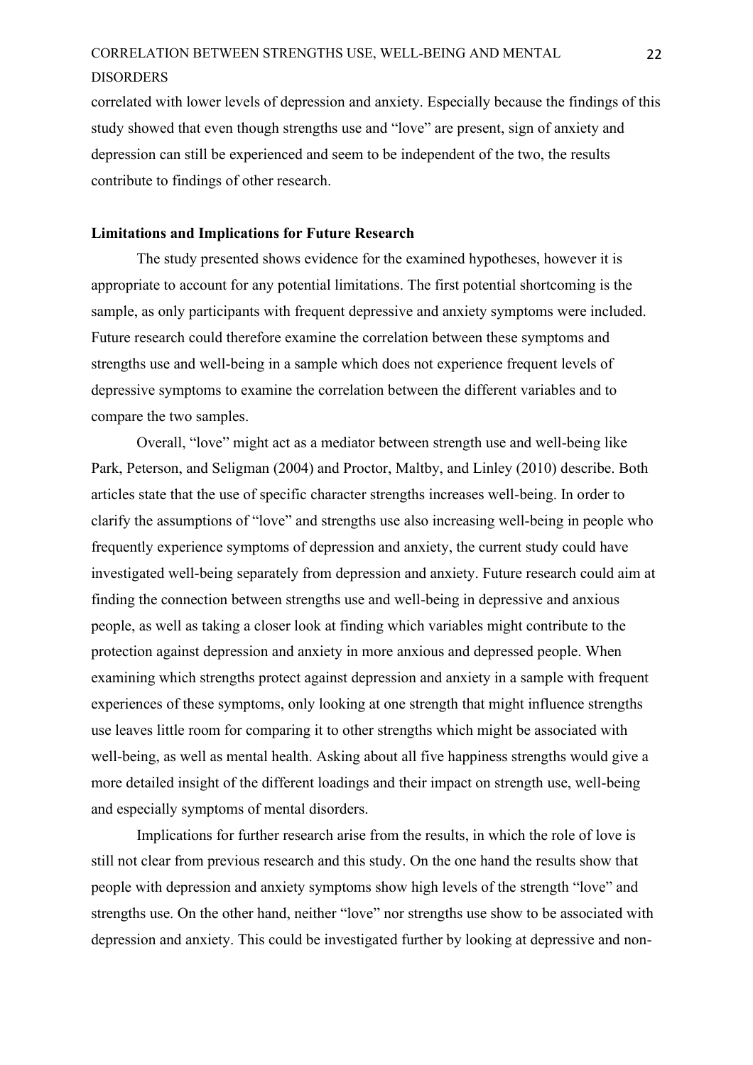correlated with lower levels of depression and anxiety. Especially because the findings of this study showed that even though strengths use and "love" are present, sign of anxiety and depression can still be experienced and seem to be independent of the two, the results contribute to findings of other research.

**Limitations and Implications for Future Research**

The study presented shows evidence for the examined hypotheses, however it is appropriate to account for any potential limitations. The first potential shortcoming is the sample, as only participants with frequent depressive and anxiety symptoms were included. Future research could therefore examine the correlation between these symptoms and strengths use and well-being in a sample which does not experience frequent levels of depressive symptoms to examine the correlation between the different variables and to compare the two samples.

Overall, "love" might act as a mediator between strength use and well-being like Park, Peterson, and Seligman (2004) and Proctor, Maltby, and Linley (2010) describe. Both articles state that the use of specific character strengths increases well-being. In order to clarify the assumptions of "love" and strengths use also increasing well-being in people who frequently experience symptoms of depression and anxiety, the current study could have investigated well-being separately from depression and anxiety. Future research could aim at finding the connection between strengths use and well-being in depressive and anxious people, as well as taking a closer look at finding which variables might contribute to the protection against depression and anxiety in more anxious and depressed people. When examining which strengths protect against depression and anxiety in a sample with frequent experiences of these symptoms, only looking at one strength that might influence strengths use leaves little room for comparing it to other strengths which might be associated with well-being, as well as mental health. Asking about all five happiness strengths would give a more detailed insight of the different loadings and their impact on strength use, well-being and especially symptoms of mental disorders.

Implications for further research arise from the results, in which the role of love is still not clear from previous research and this study. On the one hand the results show that people with depression and anxiety symptoms show high levels of the strength "love" and strengths use. On the other hand, neither "love" nor strengths use show to be associated with depression and anxiety. This could be investigated further by looking at depressive and non-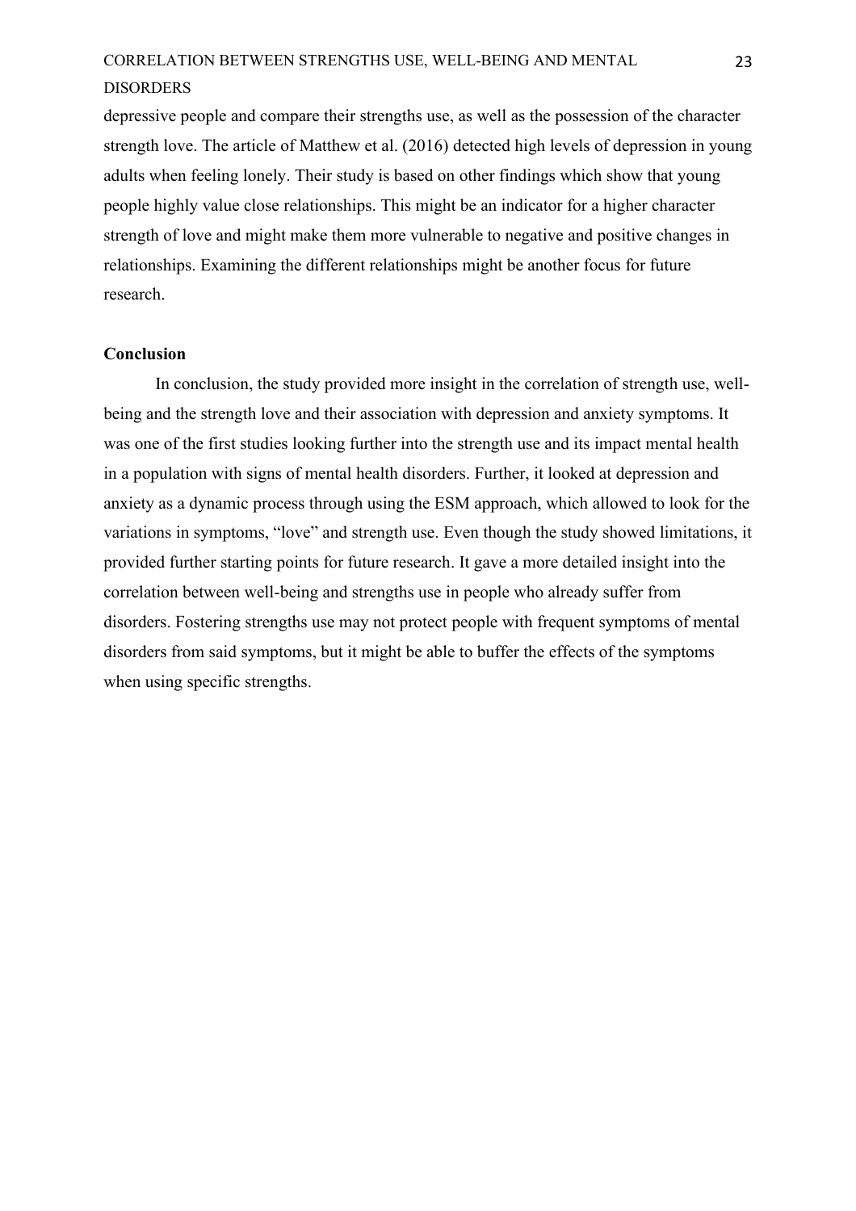depressive people and compare their strengths use, as well as the possession of the character strength love. The article of Matthew et al. (2016) detected high levels of depression in young adults when feeling lonely. Their study is based on other findings which show that young people highly value close relationships. This might be an indicator for a higher character strength of love and might make them more vulnerable to negative and positive changes in relationships. Examining the different relationships might be another focus for future research.

## Conclusion

In conclusion, the study provided more insight in the correlation of strength use, well-being and the strength love and their association with depression and anxiety symptoms. It was one of the first studies looking further into the strength use and its impact mental health in a population with signs of mental health disorders. Further, it looked at depression and anxiety as a dynamic process through using the ESM approach, which allowed to look for the variations in symptoms, "love" and strength use. Even though the study showed limitations, it provided further starting points for future research. It gave a more detailed insight into the correlation between well-being and strengths use in people who already suffer from disorders. Fostering strengths use may not protect people with frequent symptoms of mental disorders from said symptoms, but it might be able to buffer the effects of the symptoms when using specific strengths.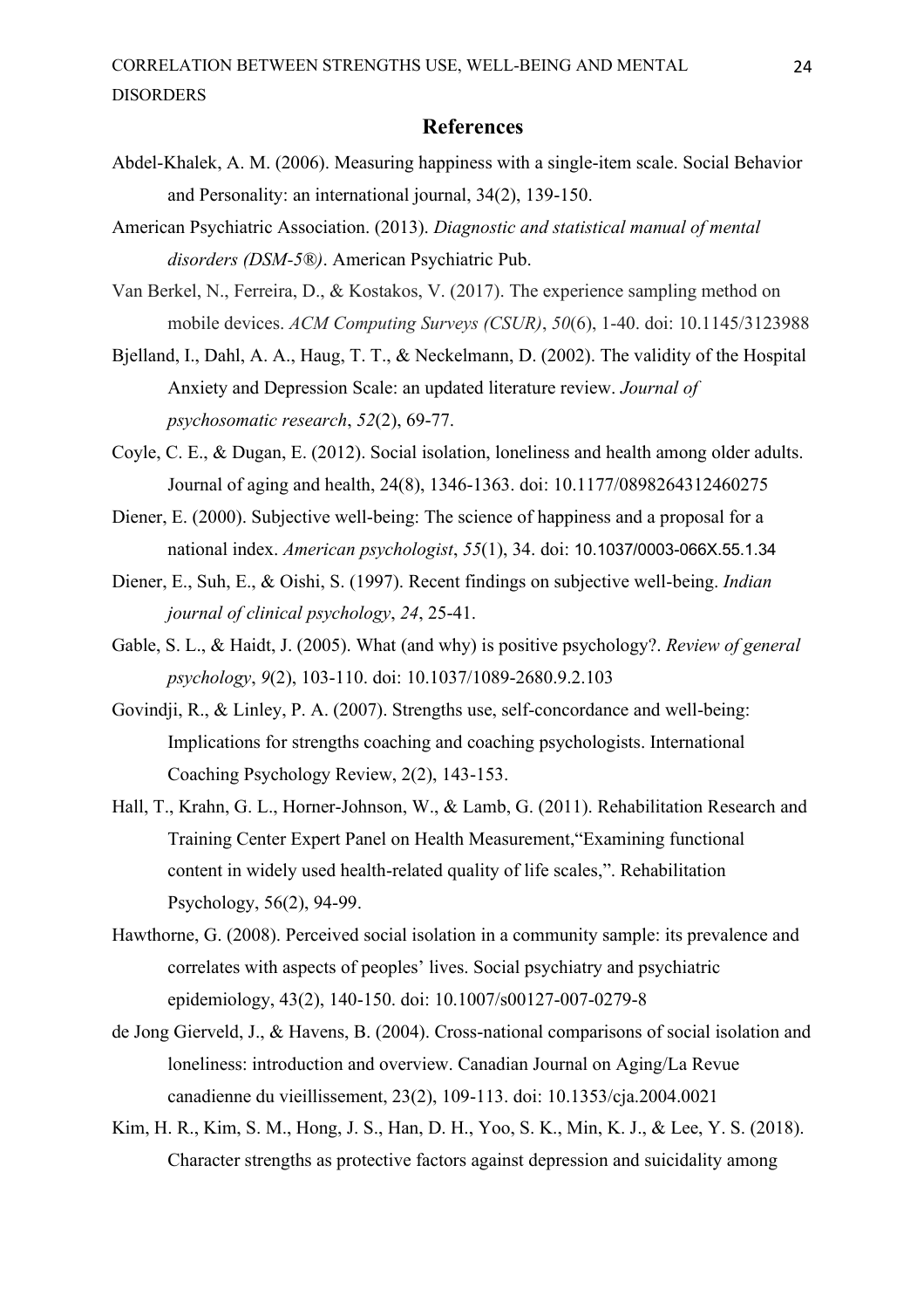## References

Abdel-Khalek, A. M. (2006). Measuring happiness with a single-item scale. Social Behavior and Personality: an international journal, 34(2), 139-150.

American Psychiatric Association. (2013). *Diagnostic and statistical manual of mental disorders (DSM-5®)*. American Psychiatric Pub.

Van Berkel, N., Ferreira, D., & Kostakos, V. (2017). The experience sampling method on mobile devices. *ACM Computing Surveys (CSUR)*, *50*(6), 1-40. doi: 10.1145/3123988

Bjelland, I., Dahl, A. A., Haug, T. T., & Neckelmann, D. (2002). The validity of the Hospital Anxiety and Depression Scale: an updated literature review. *Journal of psychosomatic research*, *52*(2), 69-77.

Coyle, C. E., & Dugan, E. (2012). Social isolation, loneliness and health among older adults. Journal of aging and health, 24(8), 1346-1363. doi: 10.1177/0898264312460275

Diener, E. (2000). Subjective well-being: The science of happiness and a proposal for a national index. *American psychologist*, *55*(1), 34. doi: 10.1037/0003-066X.55.1.34

Diener, E., Suh, E., & Oishi, S. (1997). Recent findings on subjective well-being. *Indian journal of clinical psychology*, *24*, 25-41.

Gable, S. L., & Haidt, J. (2005). What (and why) is positive psychology?. *Review of general psychology*, *9*(2), 103-110. doi: 10.1037/1089-2680.9.2.103

Govindji, R., & Linley, P. A. (2007). Strengths use, self-concordance and well-being: Implications for strengths coaching and coaching psychologists. International Coaching Psychology Review, 2(2), 143-153.

Hall, T., Krahn, G. L., Horner-Johnson, W., & Lamb, G. (2011). Rehabilitation Research and Training Center Expert Panel on Health Measurement,"Examining functional content in widely used health-related quality of life scales,". Rehabilitation Psychology, 56(2), 94-99.

Hawthorne, G. (2008). Perceived social isolation in a community sample: its prevalence and correlates with aspects of peoples' lives. Social psychiatry and psychiatric epidemiology, 43(2), 140-150. doi: 10.1007/s00127-007-0279-8

de Jong Gierveld, J., & Havens, B. (2004). Cross-national comparisons of social isolation and loneliness: introduction and overview. Canadian Journal on Aging/La Revue canadienne du vieillissement, 23(2), 109-113. doi: 10.1353/cja.2004.0021

Kim, H. R., Kim, S. M., Hong, J. S., Han, D. H., Yoo, S. K., Min, K. J., & Lee, Y. S. (2018). Character strengths as protective factors against depression and suicidality among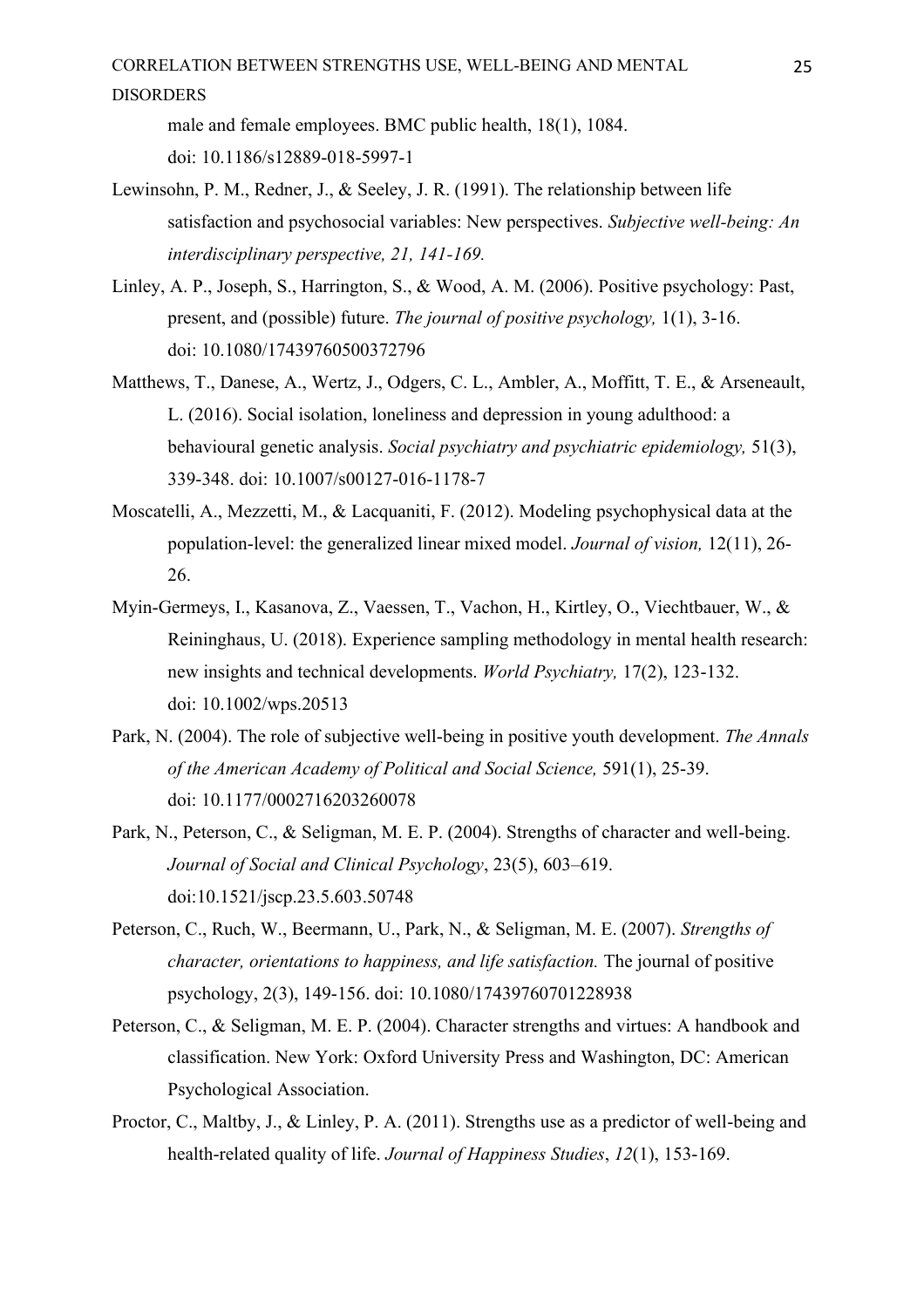male and female employees. BMC public health, 18(1), 1084. doi: 10.1186/s12889-018-5997-1

Lewinsohn, P. M., Redner, J., & Seeley, J. R. (1991). The relationship between life satisfaction and psychosocial variables: New perspectives. *Subjective well-being: An interdisciplinary perspective, 21, 141-169.*

Linley, A. P., Joseph, S., Harrington, S., & Wood, A. M. (2006). Positive psychology: Past, present, and (possible) future. *The journal of positive psychology,* 1(1), 3-16. doi: 10.1080/17439760500372796

Matthews, T., Danese, A., Wertz, J., Odgers, C. L., Ambler, A., Moffitt, T. E., & Arseneault, L. (2016). Social isolation, loneliness and depression in young adulthood: a behavioural genetic analysis. *Social psychiatry and psychiatric epidemiology,* 51(3), 339-348. doi: 10.1007/s00127-016-1178-7

Moscatelli, A., Mezzetti, M., & Lacquaniti, F. (2012). Modeling psychophysical data at the population-level: the generalized linear mixed model. *Journal of vision,* 12(11), 26-26.

Myin-Germeys, I., Kasanova, Z., Vaessen, T., Vachon, H., Kirtley, O., Viechtbauer, W., & Reininghaus, U. (2018). Experience sampling methodology in mental health research: new insights and technical developments. *World Psychiatry,* 17(2), 123-132. doi: 10.1002/wps.20513

Park, N. (2004). The role of subjective well-being in positive youth development. *The Annals of the American Academy of Political and Social Science,* 591(1), 25-39. doi: 10.1177/0002716203260078

Park, N., Peterson, C., & Seligman, M. E. P. (2004). Strengths of character and well-being. *Journal of Social and Clinical Psychology*, 23(5), 603–619. doi:10.1521/jscp.23.5.603.50748

Peterson, C., Ruch, W., Beermann, U., Park, N., & Seligman, M. E. (2007). *Strengths of character, orientations to happiness, and life satisfaction.* The journal of positive psychology, 2(3), 149-156. doi: 10.1080/17439760701228938

Peterson, C., & Seligman, M. E. P. (2004). Character strengths and virtues: A handbook and classification. New York: Oxford University Press and Washington, DC: American Psychological Association.

Proctor, C., Maltby, J., & Linley, P. A. (2011). Strengths use as a predictor of well-being and health-related quality of life. *Journal of Happiness Studies*, *12*(1), 153-169.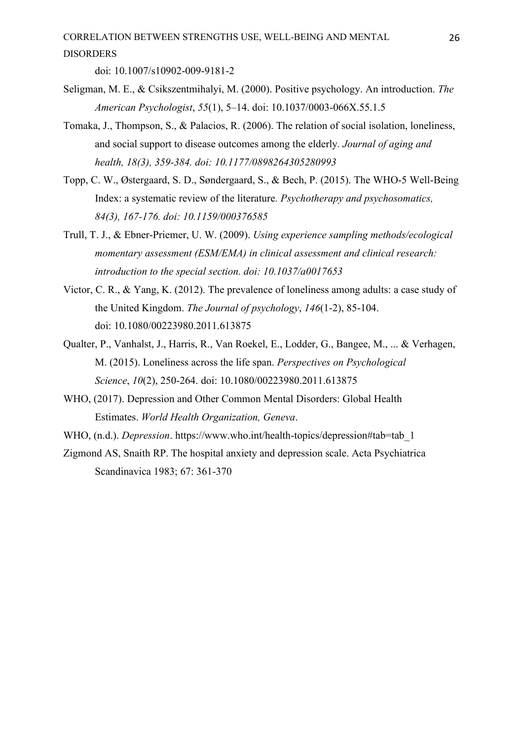doi: 10.1007/s10902-009-9181-2

Seligman, M. E., & Csikszentmihalyi, M. (2000). Positive psychology. An introduction. *The American Psychologist*, *55*(1), 5–14. doi: 10.1037/0003-066X.55.1.5

Tomaka, J., Thompson, S., & Palacios, R. (2006). The relation of social isolation, loneliness, and social support to disease outcomes among the elderly. *Journal of aging and health, 18(3), 359-384. doi: 10.1177/0898264305280993*

Topp, C. W., Østergaard, S. D., Søndergaard, S., & Bech, P. (2015). The WHO-5 Well-Being Index: a systematic review of the literature*. Psychotherapy and psychosomatics, 84(3), 167-176. doi: 10.1159/000376585*

Trull, T. J., & Ebner-Priemer, U. W. (2009). *Using experience sampling methods/ecological momentary assessment (ESM/EMA) in clinical assessment and clinical research: introduction to the special section. doi: 10.1037/a0017653*

Victor, C. R., & Yang, K. (2012). The prevalence of loneliness among adults: a case study of the United Kingdom. *The Journal of psychology*, *146*(1-2), 85-104. doi: 10.1080/00223980.2011.613875

Qualter, P., Vanhalst, J., Harris, R., Van Roekel, E., Lodder, G., Bangee, M., ... & Verhagen, M. (2015). Loneliness across the life span. *Perspectives on Psychological Science*, *10*(2), 250-264. doi: 10.1080/00223980.2011.613875

WHO, (2017). Depression and Other Common Mental Disorders: Global Health Estimates. *World Health Organization, Geneva*.

WHO, (n.d.). *Depression*. https://www.who.int/health-topics/depression#tab=tab_1

Zigmond AS, Snaith RP. The hospital anxiety and depression scale. Acta Psychiatrica Scandinavica 1983; 67: 361-370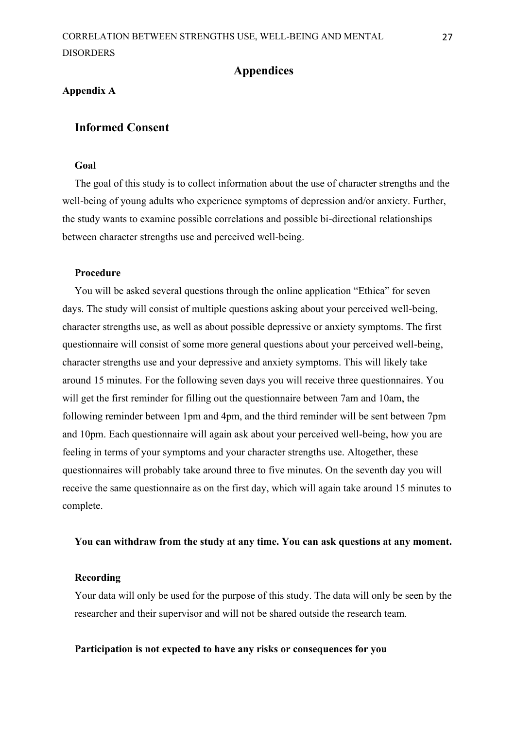# Appendices

## Appendix A

## Informed Consent

### Goal

The goal of this study is to collect information about the use of character strengths and the well-being of young adults who experience symptoms of depression and/or anxiety. Further, the study wants to examine possible correlations and possible bi-directional relationships between character strengths use and perceived well-being.

### Procedure

You will be asked several questions through the online application "Ethica" for seven days. The study will consist of multiple questions asking about your perceived well-being, character strengths use, as well as about possible depressive or anxiety symptoms. The first questionnaire will consist of some more general questions about your perceived well-being, character strengths use and your depressive and anxiety symptoms. This will likely take around 15 minutes. For the following seven days you will receive three questionnaires. You will get the first reminder for filling out the questionnaire between 7am and 10am, the following reminder between 1pm and 4pm, and the third reminder will be sent between 7pm and 10pm. Each questionnaire will again ask about your perceived well-being, how you are feeling in terms of your symptoms and your character strengths use. Altogether, these questionnaires will probably take around three to five minutes. On the seventh day you will receive the same questionnaire as on the first day, which will again take around 15 minutes to complete.

**You can withdraw from the study at any time. You can ask questions at any moment.**

### Recording

Your data will only be used for the purpose of this study. The data will only be seen by the researcher and their supervisor and will not be shared outside the research team.

**Participation is not expected to have any risks or consequences for you**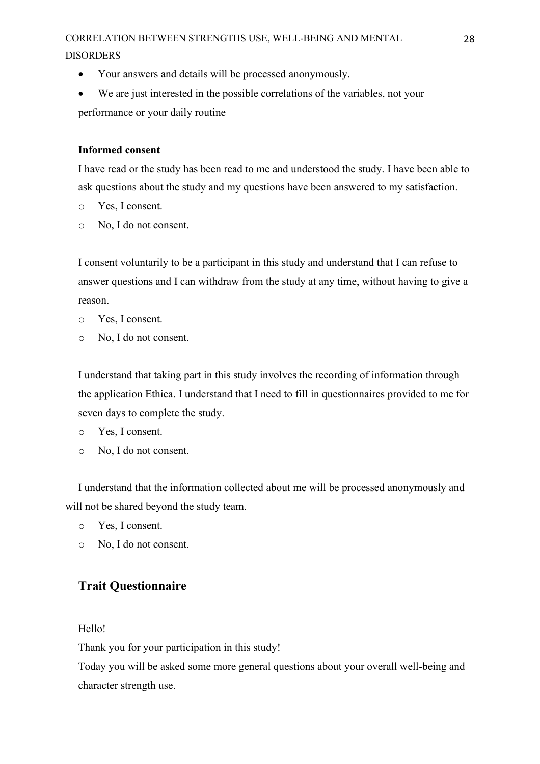- Your answers and details will be processed anonymously.
- We are just interested in the possible correlations of the variables, not your performance or your daily routine

**Informed consent**

I have read or the study has been read to me and understood the study. I have been able to ask questions about the study and my questions have been answered to my satisfaction.

- o Yes, I consent.
- o No, I do not consent.

I consent voluntarily to be a participant in this study and understand that I can refuse to answer questions and I can withdraw from the study at any time, without having to give a reason.

- o Yes, I consent.
- o No, I do not consent.

I understand that taking part in this study involves the recording of information through the application Ethica. I understand that I need to fill in questionnaires provided to me for seven days to complete the study.

- o Yes, I consent.
- o No, I do not consent.

I understand that the information collected about me will be processed anonymously and will not be shared beyond the study team.

- o Yes, I consent.
- o No, I do not consent.

## Trait Questionnaire

Hello!

Thank you for your participation in this study!

Today you will be asked some more general questions about your overall well-being and character strength use.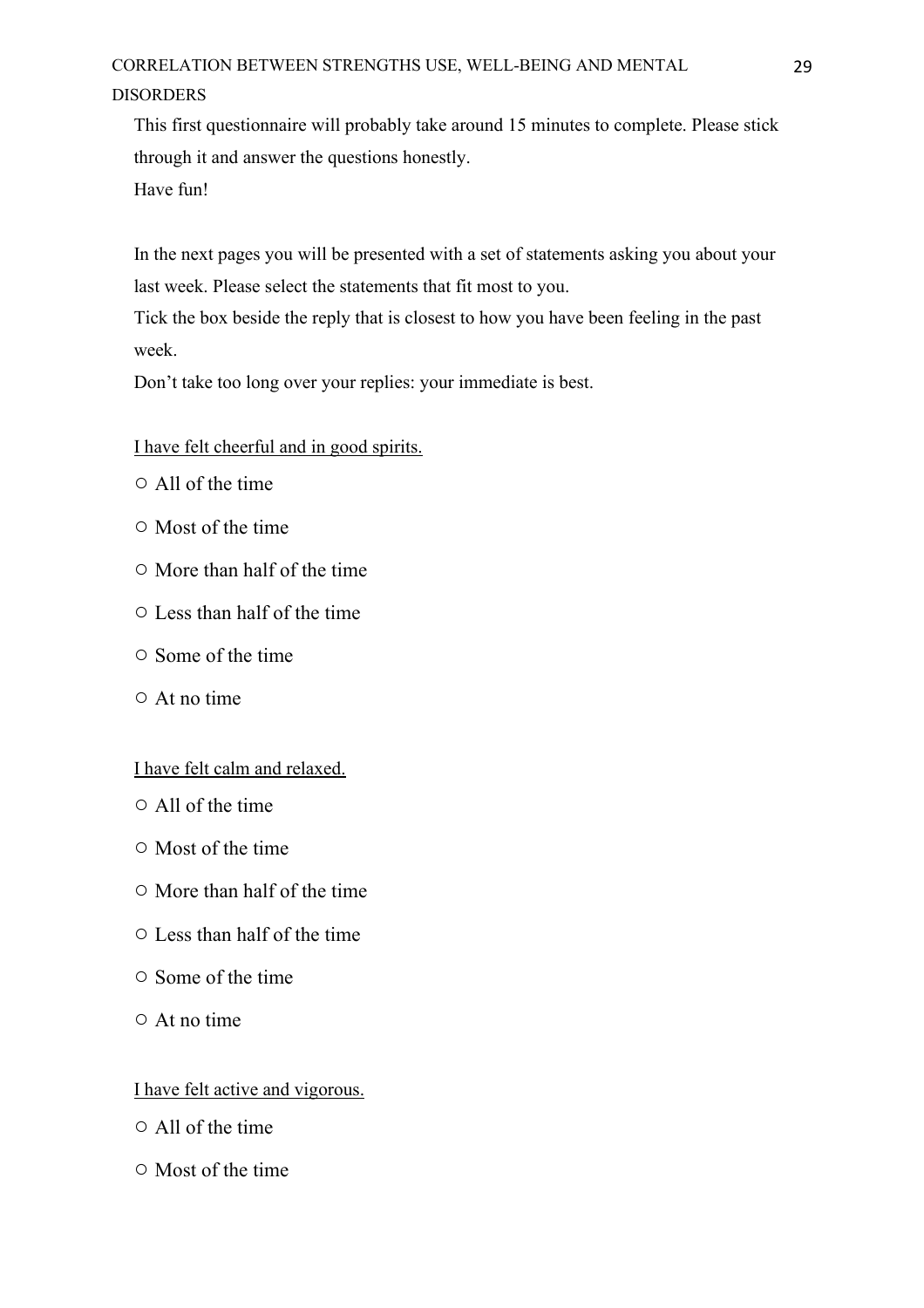This first questionnaire will probably take around 15 minutes to complete. Please stick through it and answer the questions honestly.

Have fun!

In the next pages you will be presented with a set of statements asking you about your last week. Please select the statements that fit most to you.

Tick the box beside the reply that is closest to how you have been feeling in the past week.

Don't take too long over your replies: your immediate is best.

<u>I have felt cheerful and in good spirits.</u>

○ All of the time

○ Most of the time

○ More than half of the time

○ Less than half of the time

○ Some of the time

○ At no time

<u>I have felt calm and relaxed.</u>

○ All of the time

○ Most of the time

○ More than half of the time

○ Less than half of the time

○ Some of the time

○ At no time

<u>I have felt active and vigorous.</u>

○ All of the time

○ Most of the time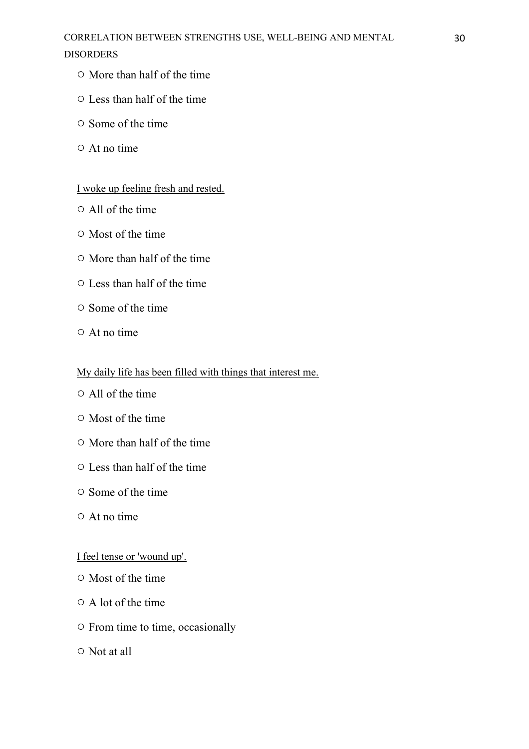○ More than half of the time

○ Less than half of the time

○ Some of the time

○ At no time

<u>I woke up feeling fresh and rested.</u>

○ All of the time

○ Most of the time

○ More than half of the time

○ Less than half of the time

○ Some of the time

○ At no time

<u>My daily life has been filled with things that interest me.</u>

○ All of the time

○ Most of the time

○ More than half of the time

○ Less than half of the time

○ Some of the time

○ At no time

<u>I feel tense or 'wound up'.</u>

○ Most of the time

○ A lot of the time

○ From time to time, occasionally

○ Not at all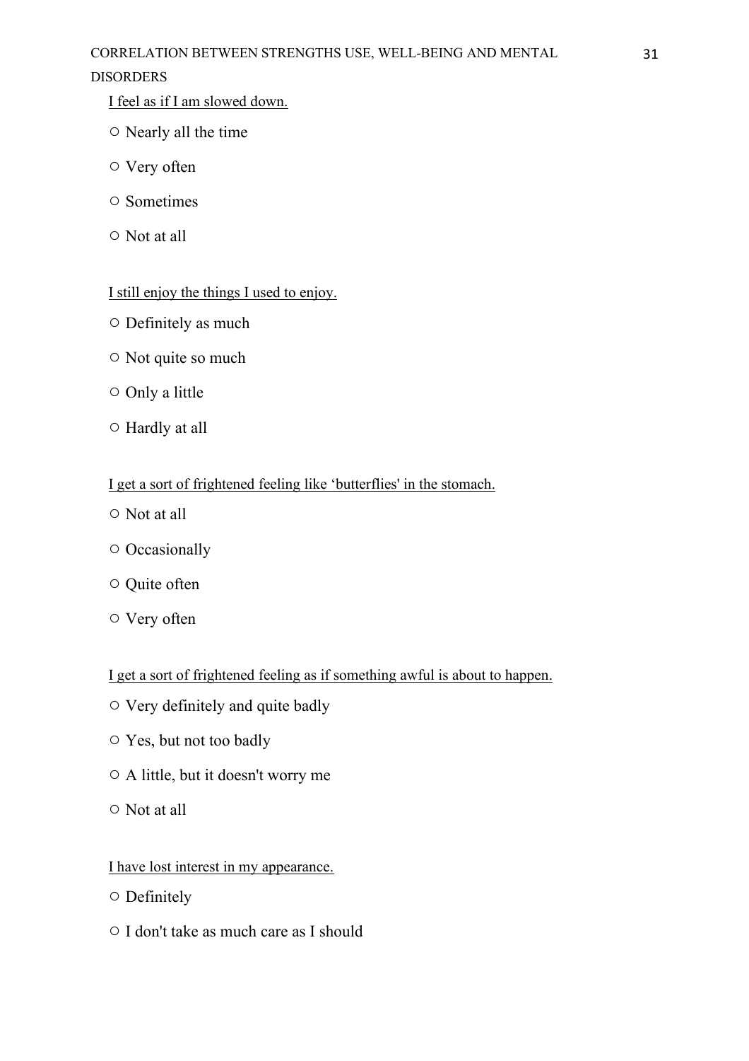<u>I feel as if I am slowed down.</u>

○ Nearly all the time

○ Very often

○ Sometimes

○ Not at all

<u>I still enjoy the things I used to enjoy.</u>

○ Definitely as much

○ Not quite so much

○ Only a little

○ Hardly at all

<u>I get a sort of frightened feeling like 'butterflies' in the stomach.</u>

○ Not at all

○ Occasionally

○ Quite often

○ Very often

<u>I get a sort of frightened feeling as if something awful is about to happen.</u>

○ Very definitely and quite badly

○ Yes, but not too badly

○ A little, but it doesn't worry me

○ Not at all

<u>I have lost interest in my appearance.</u>

○ Definitely

○ I don't take as much care as I should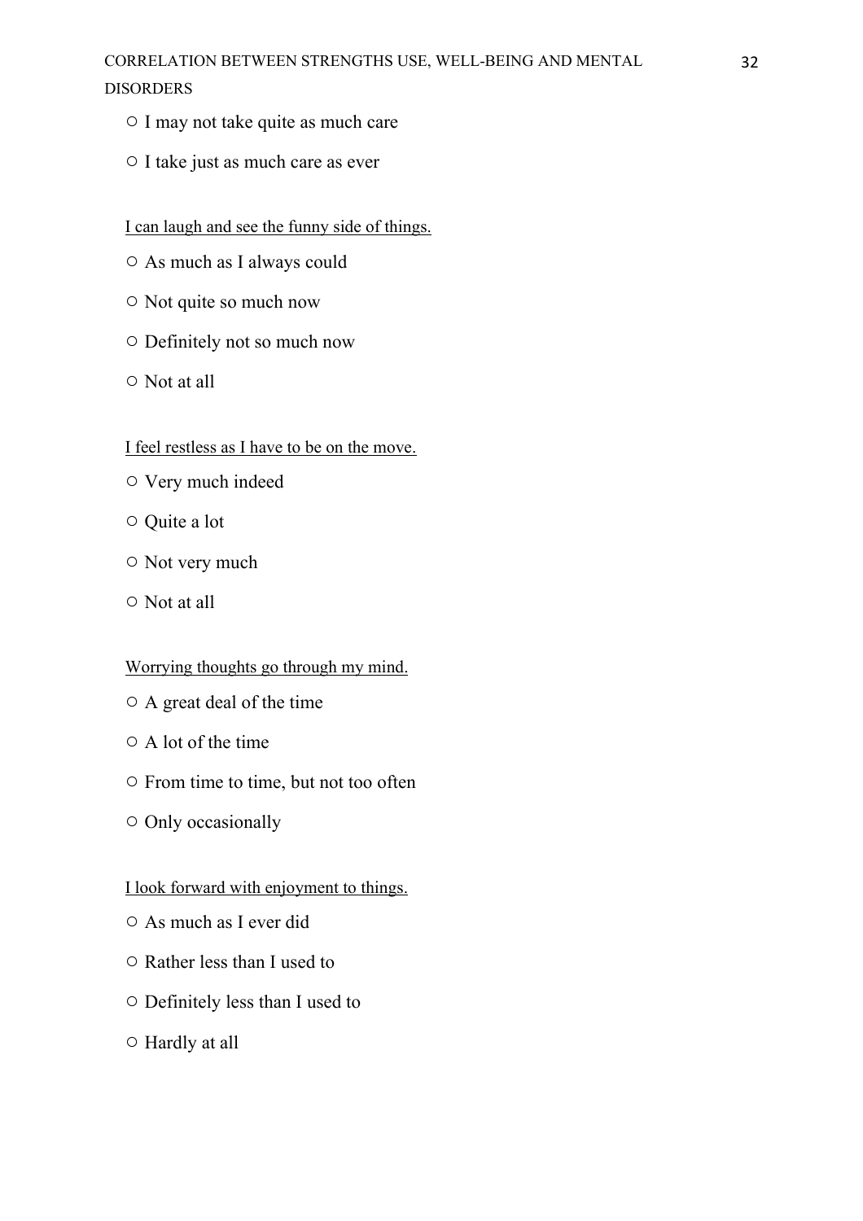○ I may not take quite as much care

○ I take just as much care as ever

<u>I can laugh and see the funny side of things.</u>

○ As much as I always could

○ Not quite so much now

○ Definitely not so much now

○ Not at all

<u>I feel restless as I have to be on the move.</u>

○ Very much indeed

○ Quite a lot

○ Not very much

○ Not at all

<u>Worrying thoughts go through my mind.</u>

○ A great deal of the time

○ A lot of the time

○ From time to time, but not too often

○ Only occasionally

<u>I look forward with enjoyment to things.</u>

○ As much as I ever did

○ Rather less than I used to

○ Definitely less than I used to

○ Hardly at all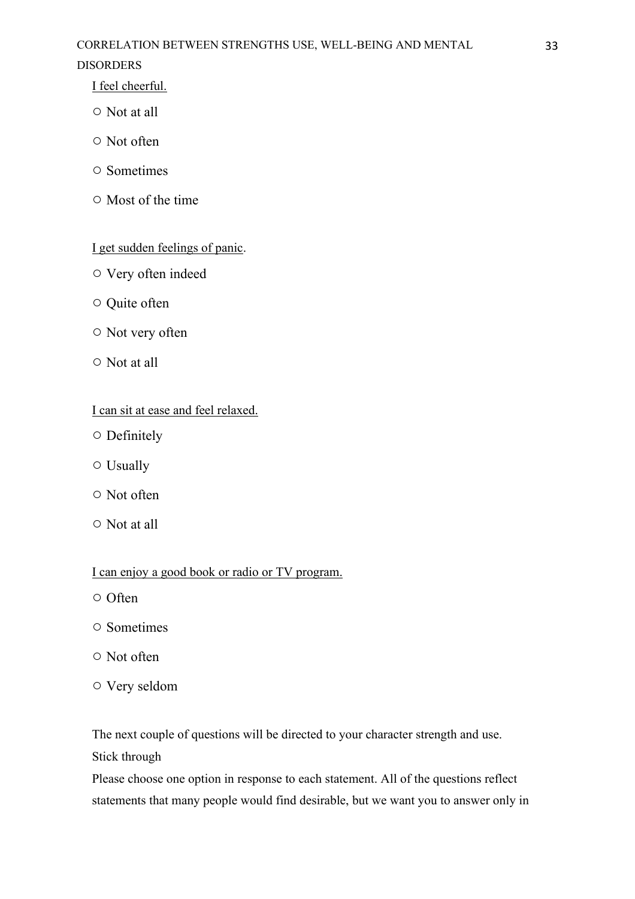<u>I feel cheerful.</u>

○ Not at all

○ Not often

○ Sometimes

○ Most of the time

<u>I get sudden feelings of panic</u>.

○ Very often indeed

○ Quite often

○ Not very often

○ Not at all

<u>I can sit at ease and feel relaxed.</u>

○ Definitely

○ Usually

○ Not often

○ Not at all

<u>I can enjoy a good book or radio or TV program.</u>

○ Often

○ Sometimes

○ Not often

○ Very seldom

The next couple of questions will be directed to your character strength and use.
Stick through
Please choose one option in response to each statement. All of the questions reflect statements that many people would find desirable, but we want you to answer only in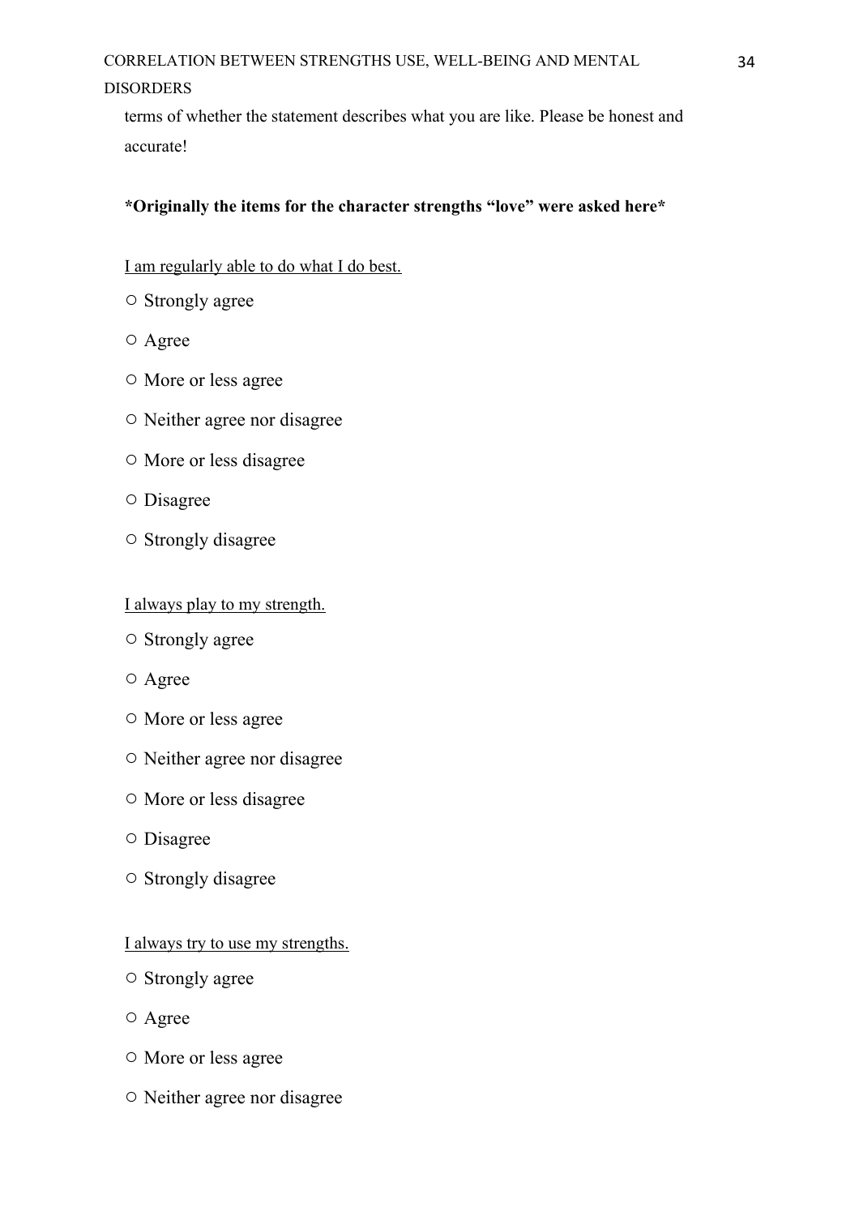terms of whether the statement describes what you are like. Please be honest and accurate!

**\*Originally the items for the character strengths "love" were asked here\***

<u>I am regularly able to do what I do best.</u>

○ Strongly agree

○ Agree

○ More or less agree

○ Neither agree nor disagree

○ More or less disagree

○ Disagree

○ Strongly disagree

<u>I always play to my strength.</u>

○ Strongly agree

○ Agree

○ More or less agree

○ Neither agree nor disagree

○ More or less disagree

○ Disagree

○ Strongly disagree

<u>I always try to use my strengths.</u>

○ Strongly agree

○ Agree

○ More or less agree

○ Neither agree nor disagree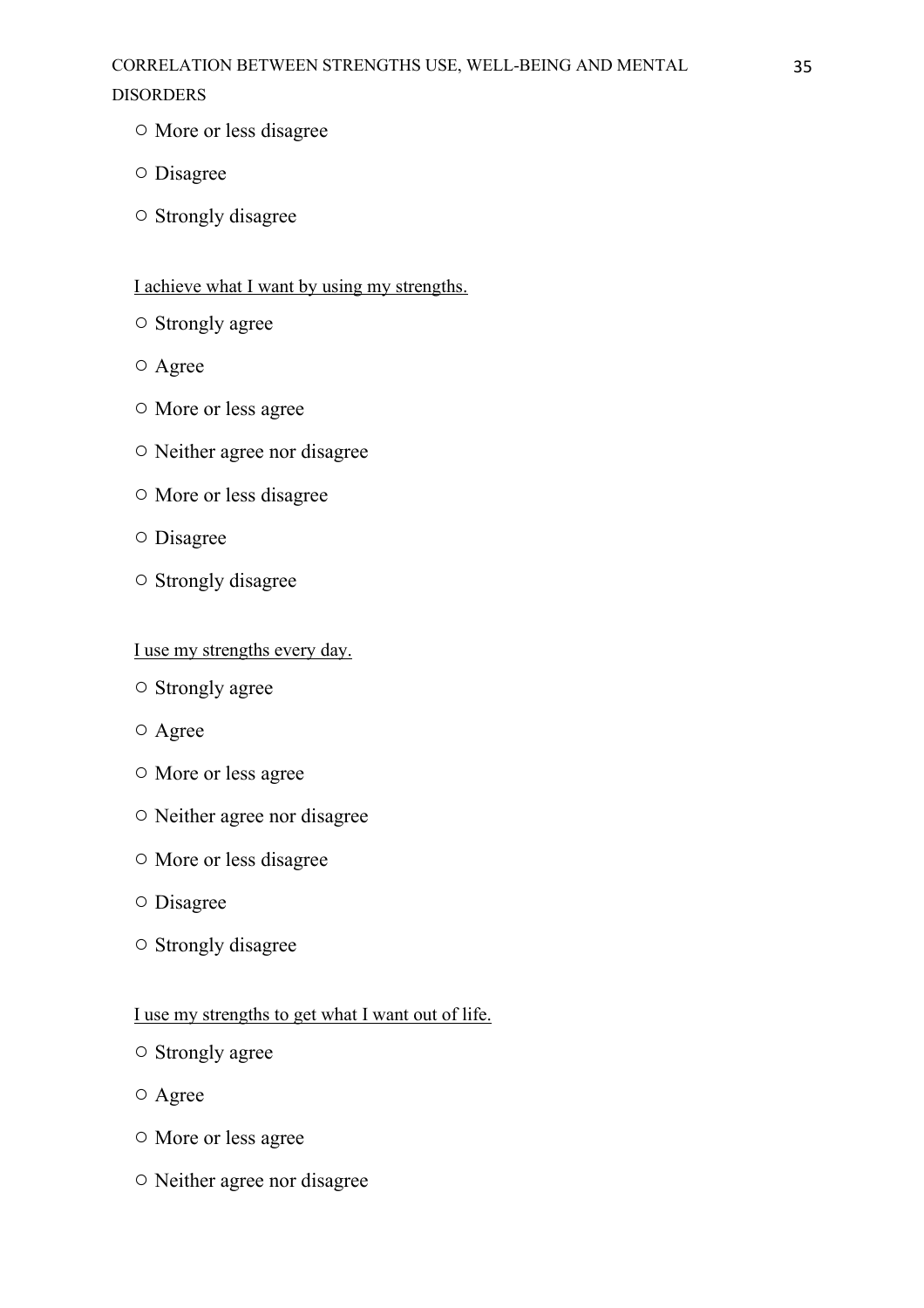○ More or less disagree

○ Disagree

○ Strongly disagree

<u>I achieve what I want by using my strengths.</u>

○ Strongly agree

○ Agree

○ More or less agree

○ Neither agree nor disagree

○ More or less disagree

○ Disagree

○ Strongly disagree

<u>I use my strengths every day.</u>

○ Strongly agree

○ Agree

○ More or less agree

○ Neither agree nor disagree

○ More or less disagree

○ Disagree

○ Strongly disagree

<u>I use my strengths to get what I want out of life.</u>

○ Strongly agree

○ Agree

○ More or less agree

○ Neither agree nor disagree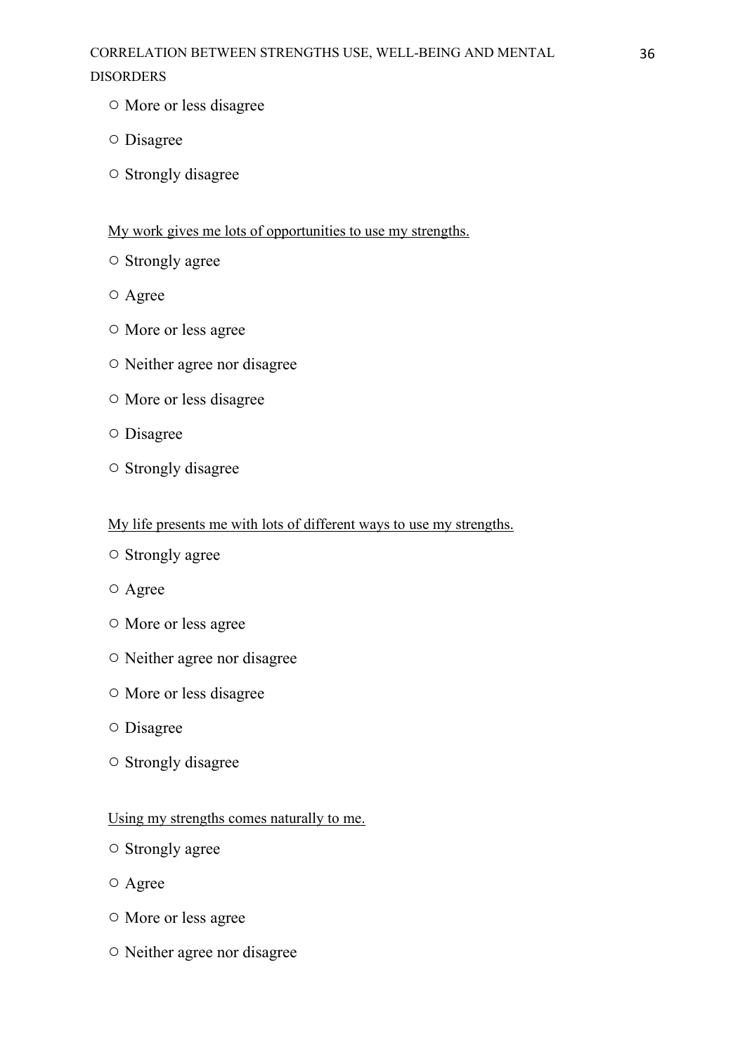○ More or less disagree

○ Disagree

○ Strongly disagree

<u>My work gives me lots of opportunities to use my strengths.</u>

○ Strongly agree

○ Agree

○ More or less agree

○ Neither agree nor disagree

○ More or less disagree

○ Disagree

○ Strongly disagree

<u>My life presents me with lots of different ways to use my strengths.</u>

○ Strongly agree

○ Agree

○ More or less agree

○ Neither agree nor disagree

○ More or less disagree

○ Disagree

○ Strongly disagree

<u>Using my strengths comes naturally to me.</u>

○ Strongly agree

○ Agree

○ More or less agree

○ Neither agree nor disagree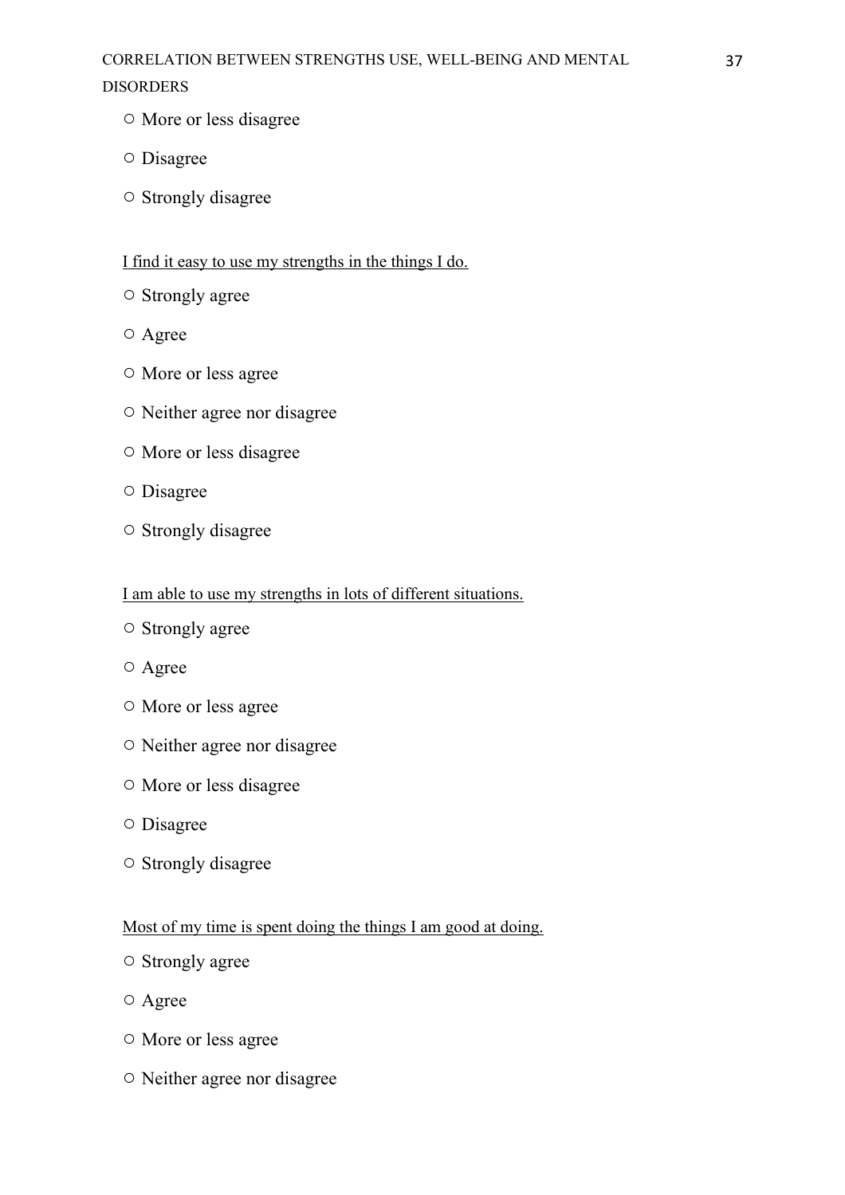○ More or less disagree

○ Disagree

○ Strongly disagree

<u>I find it easy to use my strengths in the things I do.</u>

○ Strongly agree

○ Agree

○ More or less agree

○ Neither agree nor disagree

○ More or less disagree

○ Disagree

○ Strongly disagree

<u>I am able to use my strengths in lots of different situations.</u>

○ Strongly agree

○ Agree

○ More or less agree

○ Neither agree nor disagree

○ More or less disagree

○ Disagree

○ Strongly disagree

<u>Most of my time is spent doing the things I am good at doing.</u>

○ Strongly agree

○ Agree

○ More or less agree

○ Neither agree nor disagree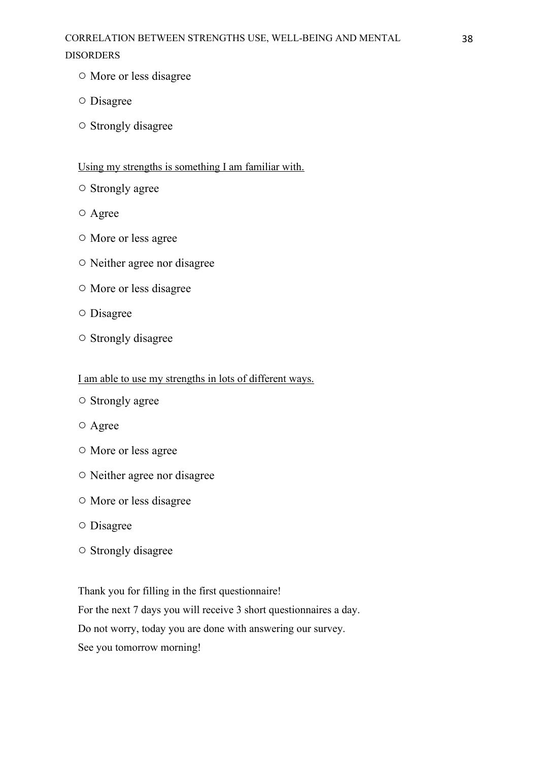○ More or less disagree

○ Disagree

○ Strongly disagree

<u>Using my strengths is something I am familiar with.</u>

○ Strongly agree

○ Agree

○ More or less agree

○ Neither agree nor disagree

○ More or less disagree

○ Disagree

○ Strongly disagree

<u>I am able to use my strengths in lots of different ways.</u>

○ Strongly agree

○ Agree

○ More or less agree

○ Neither agree nor disagree

○ More or less disagree

○ Disagree

○ Strongly disagree

Thank you for filling in the first questionnaire!
For the next 7 days you will receive 3 short questionnaires a day.
Do not worry, today you are done with answering our survey.
See you tomorrow morning!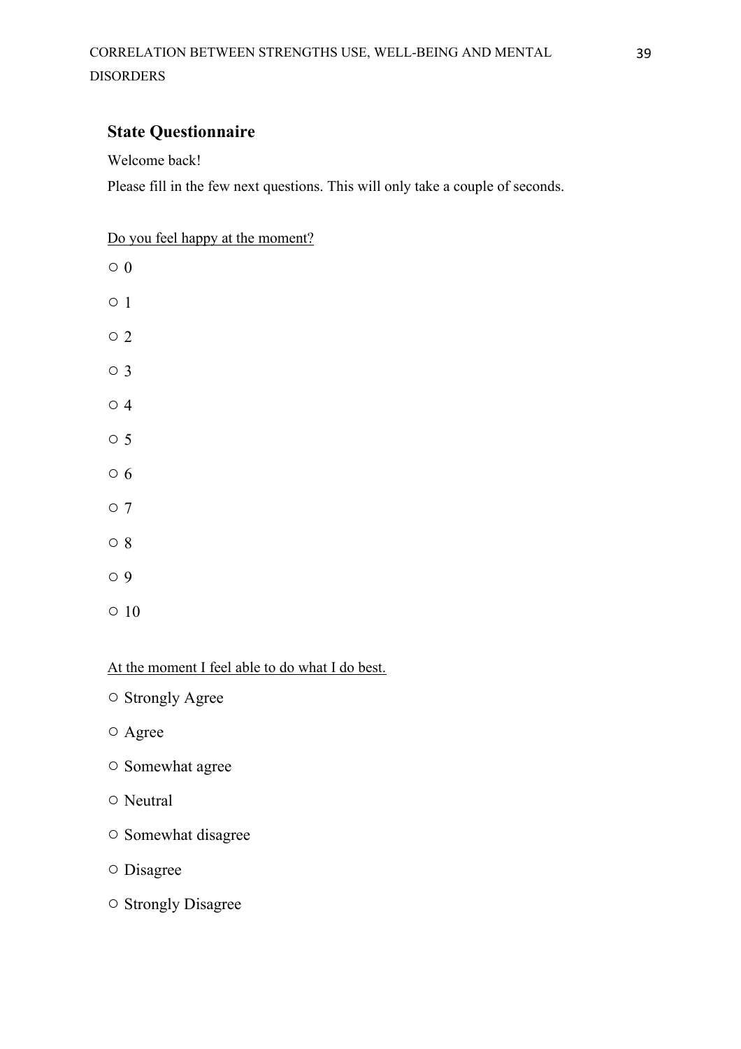## State Questionnaire

Welcome back!

Please fill in the few next questions. This will only take a couple of seconds.

<u>Do you feel happy at the moment?</u>

○ 0

○ 1

○ 2

○ 3

○ 4

○ 5

○ 6

○ 7

○ 8

○ 9

○ 10

<u>At the moment I feel able to do what I do best.</u>

○ Strongly Agree

○ Agree

○ Somewhat agree

○ Neutral

○ Somewhat disagree

○ Disagree

○ Strongly Disagree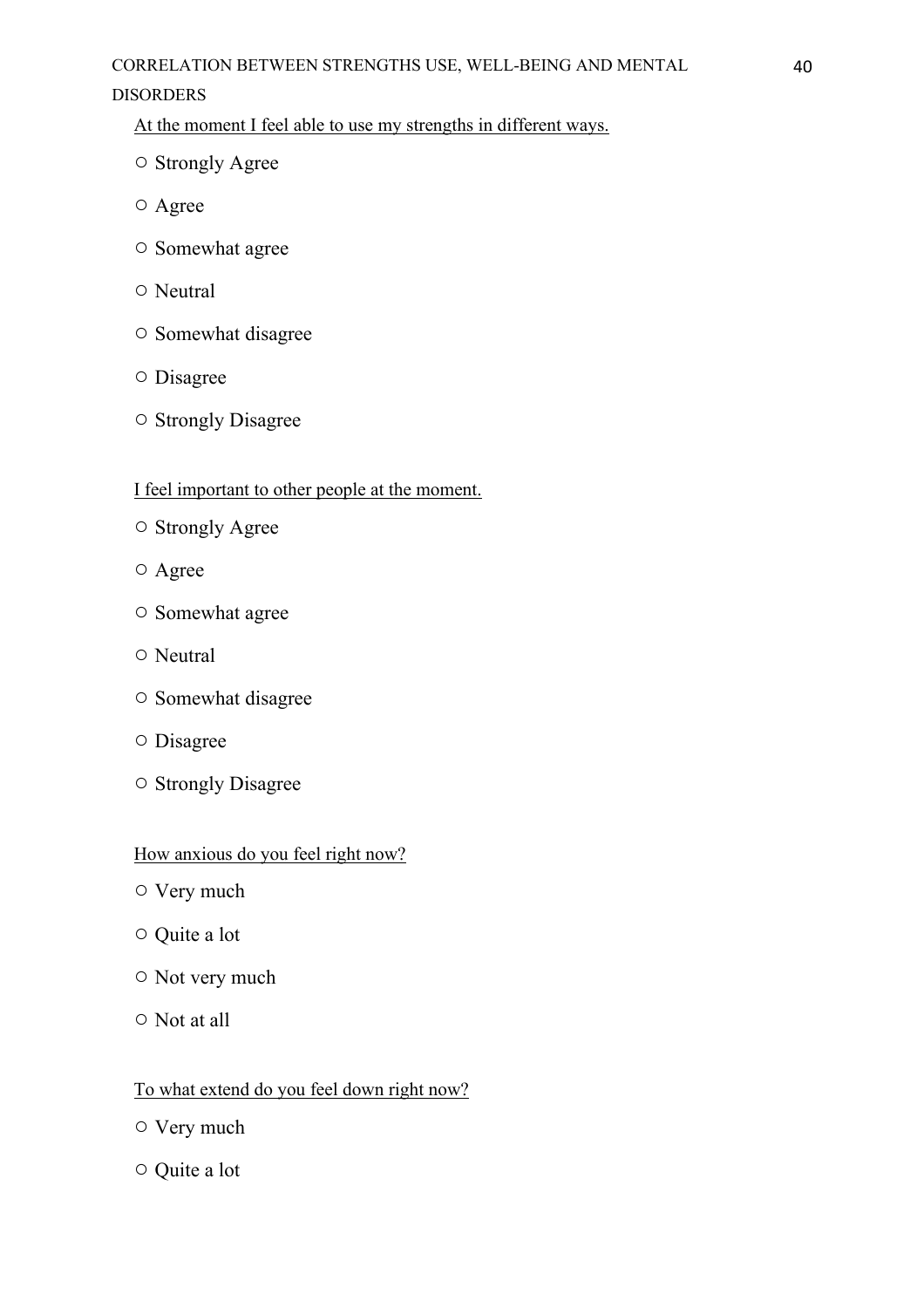At the moment I feel able to use my strengths in different ways.

○ Strongly Agree

○ Agree

○ Somewhat agree

○ Neutral

○ Somewhat disagree

○ Disagree

○ Strongly Disagree

I feel important to other people at the moment.

○ Strongly Agree

○ Agree

○ Somewhat agree

○ Neutral

○ Somewhat disagree

○ Disagree

○ Strongly Disagree

How anxious do you feel right now?

○ Very much

○ Quite a lot

○ Not very much

○ Not at all

To what extend do you feel down right now?

○ Very much

○ Quite a lot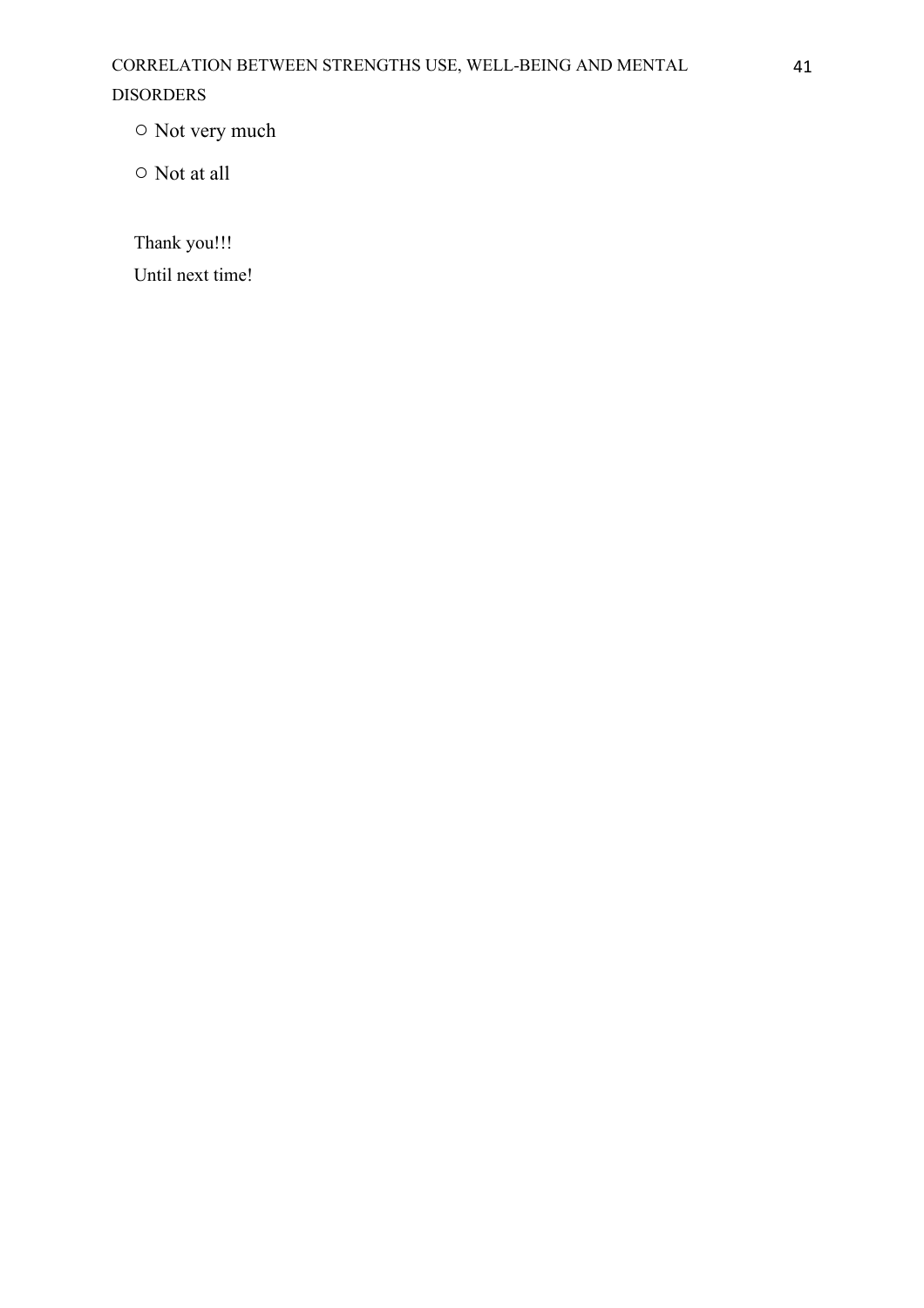○ Not very much

○ Not at all

Thank you!!!

Until next time!